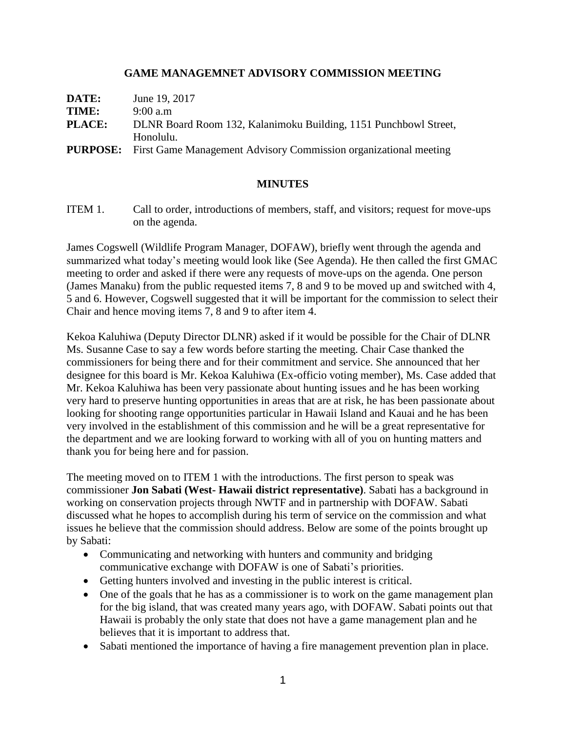# GAME MANAGEMNET ADVISORY COMMISSION MEETING

**DATE:** June 19, 2017

**TIME:** 9:00 a.m

**PLACE:** DLNR Board Room 132, Kalanimoku Building, 1151 Punchbowl Street, Honolulu.

**PURPOSE:** First Game Management Advisory Commission organizational meeting

## MINUTES

ITEM 1. Call to order, introductions of members, staff, and visitors; request for move-ups on the agenda.

James Cogswell (Wildlife Program Manager, DOFAW), briefly went through the agenda and summarized what today's meeting would look like (See Agenda). He then called the first GMAC meeting to order and asked if there were any requests of move-ups on the agenda. One person (James Manaku) from the public requested items 7, 8 and 9 to be moved up and switched with 4, 5 and 6. However, Cogswell suggested that it will be important for the commission to select their Chair and hence moving items 7, 8 and 9 to after item 4.

Kekoa Kaluhiwa (Deputy Director DLNR) asked if it would be possible for the Chair of DLNR Ms. Susanne Case to say a few words before starting the meeting. Chair Case thanked the commissioners for being there and for their commitment and service. She announced that her designee for this board is Mr. Kekoa Kaluhiwa (Ex-officio voting member), Ms. Case added that Mr. Kekoa Kaluhiwa has been very passionate about hunting issues and he has been working very hard to preserve hunting opportunities in areas that are at risk, he has been passionate about looking for shooting range opportunities particular in Hawaii Island and Kauai and he has been very involved in the establishment of this commission and he will be a great representative for the department and we are looking forward to working with all of you on hunting matters and thank you for being here and for passion.

The meeting moved on to ITEM 1 with the introductions. The first person to speak was commissioner **Jon Sabati (West- Hawaii district representative)**. Sabati has a background in working on conservation projects through NWTF and in partnership with DOFAW. Sabati discussed what he hopes to accomplish during his term of service on the commission and what issues he believe that the commission should address. Below are some of the points brought up by Sabati:

- Communicating and networking with hunters and community and bridging communicative exchange with DOFAW is one of Sabati's priorities.
- Getting hunters involved and investing in the public interest is critical.
- One of the goals that he has as a commissioner is to work on the game management plan for the big island, that was created many years ago, with DOFAW. Sabati points out that Hawaii is probably the only state that does not have a game management plan and he believes that it is important to address that.
- Sabati mentioned the importance of having a fire management prevention plan in place.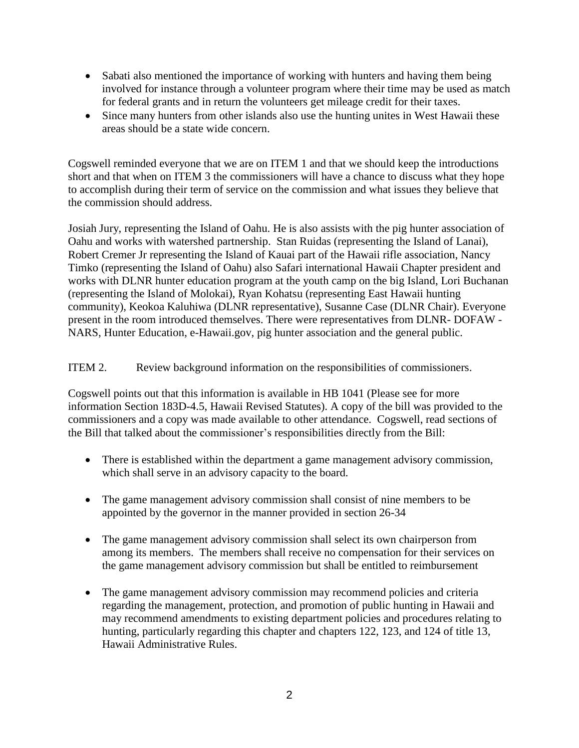- Sabati also mentioned the importance of working with hunters and having them being involved for instance through a volunteer program where their time may be used as match for federal grants and in return the volunteers get mileage credit for their taxes.
- Since many hunters from other islands also use the hunting unites in West Hawaii these areas should be a state wide concern.

Cogswell reminded everyone that we are on ITEM 1 and that we should keep the introductions short and that when on ITEM 3 the commissioners will have a chance to discuss what they hope to accomplish during their term of service on the commission and what issues they believe that the commission should address.

Josiah Jury, representing the Island of Oahu. He is also assists with the pig hunter association of Oahu and works with watershed partnership. Stan Ruidas (representing the Island of Lanai), Robert Cremer Jr representing the Island of Kauai part of the Hawaii rifle association, Nancy Timko (representing the Island of Oahu) also Safari international Hawaii Chapter president and works with DLNR hunter education program at the youth camp on the big Island, Lori Buchanan (representing the Island of Molokai), Ryan Kohatsu (representing East Hawaii hunting community), Keokoa Kaluhiwa (DLNR representative), Susanne Case (DLNR Chair). Everyone present in the room introduced themselves. There were representatives from DLNR- DOFAW - NARS, Hunter Education, e-Hawaii.gov, pig hunter association and the general public.

ITEM 2. Review background information on the responsibilities of commissioners.

Cogswell points out that this information is available in HB 1041 (Please see for more information Section 183D-4.5, Hawaii Revised Statutes). A copy of the bill was provided to the commissioners and a copy was made available to other attendance. Cogswell, read sections of the Bill that talked about the commissioner's responsibilities directly from the Bill:

- There is established within the department a game management advisory commission, which shall serve in an advisory capacity to the board.
- The game management advisory commission shall consist of nine members to be appointed by the governor in the manner provided in section 26-34
- The game management advisory commission shall select its own chairperson from among its members. The members shall receive no compensation for their services on the game management advisory commission but shall be entitled to reimbursement
- The game management advisory commission may recommend policies and criteria regarding the management, protection, and promotion of public hunting in Hawaii and may recommend amendments to existing department policies and procedures relating to hunting, particularly regarding this chapter and chapters 122, 123, and 124 of title 13, Hawaii Administrative Rules.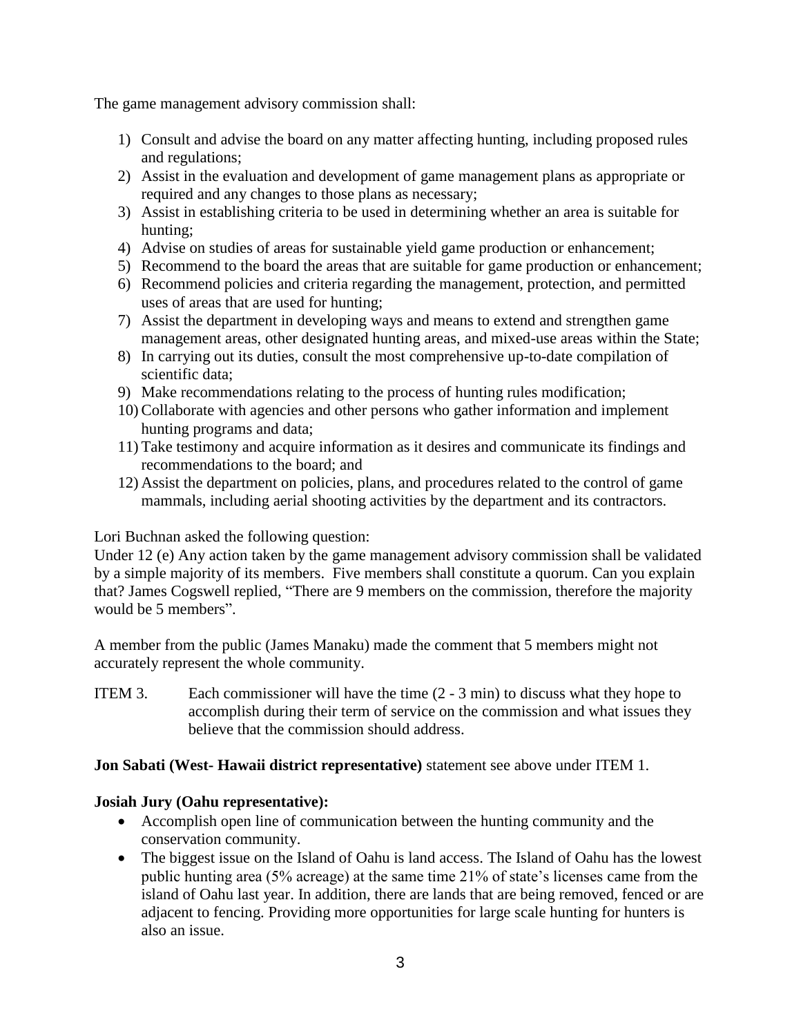The game management advisory commission shall:

1) Consult and advise the board on any matter affecting hunting, including proposed rules and regulations;
2) Assist in the evaluation and development of game management plans as appropriate or required and any changes to those plans as necessary;
3) Assist in establishing criteria to be used in determining whether an area is suitable for hunting;
4) Advise on studies of areas for sustainable yield game production or enhancement;
5) Recommend to the board the areas that are suitable for game production or enhancement;
6) Recommend policies and criteria regarding the management, protection, and permitted uses of areas that are used for hunting;
7) Assist the department in developing ways and means to extend and strengthen game management areas, other designated hunting areas, and mixed-use areas within the State;
8) In carrying out its duties, consult the most comprehensive up-to-date compilation of scientific data;
9) Make recommendations relating to the process of hunting rules modification;
10) Collaborate with agencies and other persons who gather information and implement hunting programs and data;
11) Take testimony and acquire information as it desires and communicate its findings and recommendations to the board; and
12) Assist the department on policies, plans, and procedures related to the control of game mammals, including aerial shooting activities by the department and its contractors.

Lori Buchnan asked the following question:
Under 12 (e) Any action taken by the game management advisory commission shall be validated by a simple majority of its members. Five members shall constitute a quorum. Can you explain that? James Cogswell replied, "There are 9 members on the commission, therefore the majority would be 5 members".

A member from the public (James Manaku) made the comment that 5 members might not accurately represent the whole community.

ITEM 3. Each commissioner will have the time (2 - 3 min) to discuss what they hope to accomplish during their term of service on the commission and what issues they believe that the commission should address.

**Jon Sabati (West- Hawaii district representative)** statement see above under ITEM 1.

**Josiah Jury (Oahu representative):**

- Accomplish open line of communication between the hunting community and the conservation community.
- The biggest issue on the Island of Oahu is land access. The Island of Oahu has the lowest public hunting area (5% acreage) at the same time 21% of state's licenses came from the island of Oahu last year. In addition, there are lands that are being removed, fenced or are adjacent to fencing. Providing more opportunities for large scale hunting for hunters is also an issue.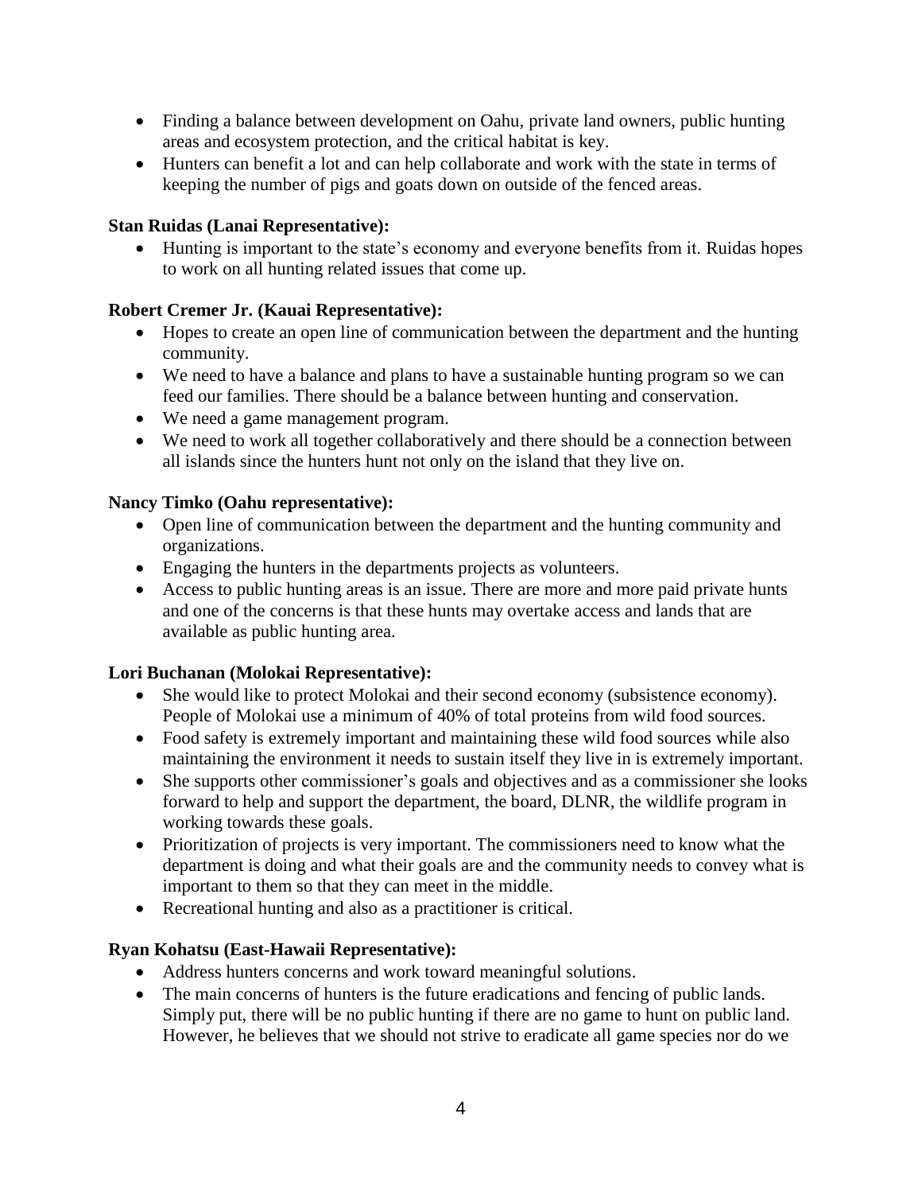- Finding a balance between development on Oahu, private land owners, public hunting areas and ecosystem protection, and the critical habitat is key.
- Hunters can benefit a lot and can help collaborate and work with the state in terms of keeping the number of pigs and goats down on outside of the fenced areas.

**Stan Ruidas (Lanai Representative):**

- Hunting is important to the state's economy and everyone benefits from it. Ruidas hopes to work on all hunting related issues that come up.

**Robert Cremer Jr. (Kauai Representative):**

- Hopes to create an open line of communication between the department and the hunting community.
- We need to have a balance and plans to have a sustainable hunting program so we can feed our families. There should be a balance between hunting and conservation.
- We need a game management program.
- We need to work all together collaboratively and there should be a connection between all islands since the hunters hunt not only on the island that they live on.

**Nancy Timko (Oahu representative):**

- Open line of communication between the department and the hunting community and organizations.
- Engaging the hunters in the departments projects as volunteers.
- Access to public hunting areas is an issue. There are more and more paid private hunts and one of the concerns is that these hunts may overtake access and lands that are available as public hunting area.

**Lori Buchanan (Molokai Representative):**

- She would like to protect Molokai and their second economy (subsistence economy). People of Molokai use a minimum of 40% of total proteins from wild food sources.
- Food safety is extremely important and maintaining these wild food sources while also maintaining the environment it needs to sustain itself they live in is extremely important.
- She supports other commissioner's goals and objectives and as a commissioner she looks forward to help and support the department, the board, DLNR, the wildlife program in working towards these goals.
- Prioritization of projects is very important. The commissioners need to know what the department is doing and what their goals are and the community needs to convey what is important to them so that they can meet in the middle.
- Recreational hunting and also as a practitioner is critical.

**Ryan Kohatsu (East-Hawaii Representative):**

- Address hunters concerns and work toward meaningful solutions.
- The main concerns of hunters is the future eradications and fencing of public lands. Simply put, there will be no public hunting if there are no game to hunt on public land. However, he believes that we should not strive to eradicate all game species nor do we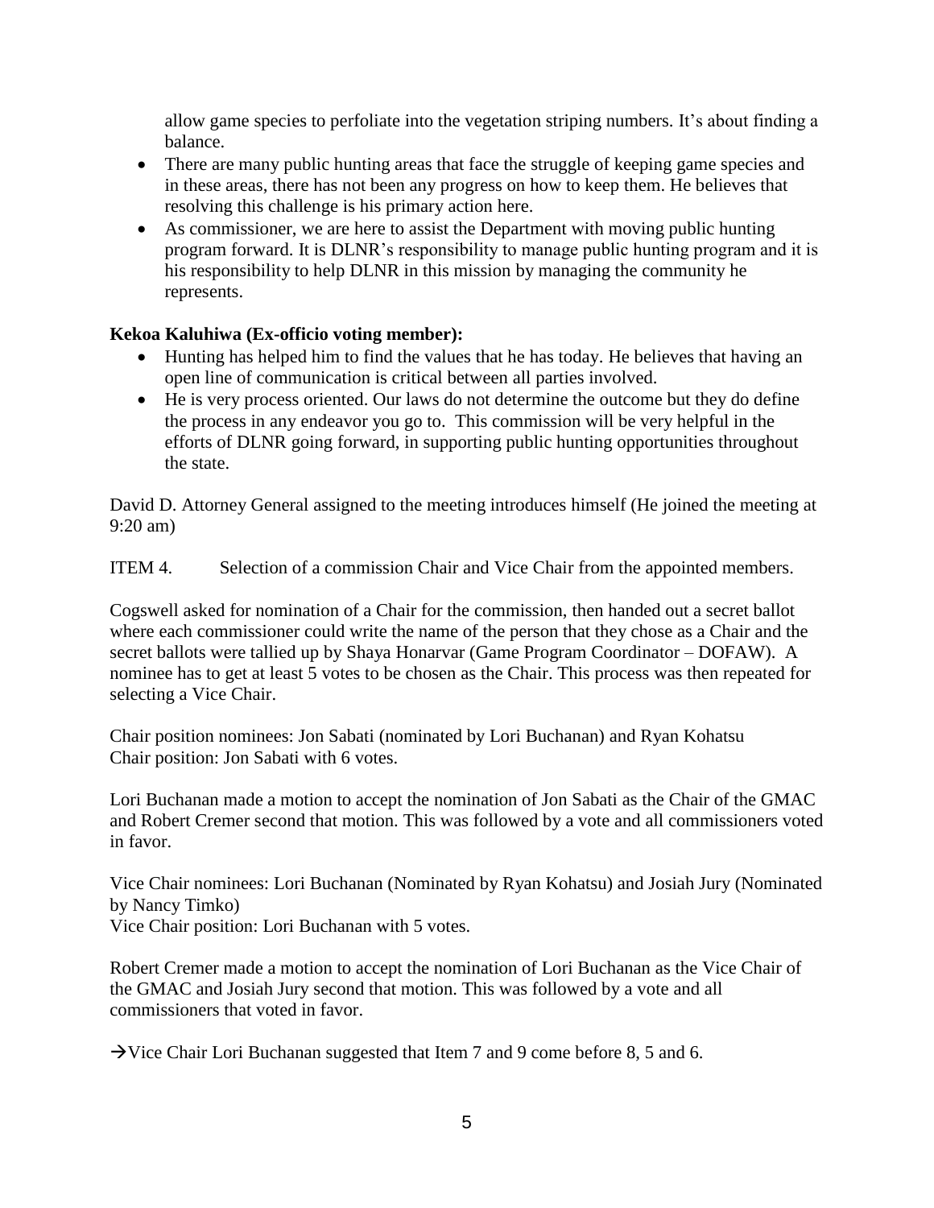allow game species to perfoliate into the vegetation striping numbers. It's about finding a balance.

- There are many public hunting areas that face the struggle of keeping game species and in these areas, there has not been any progress on how to keep them. He believes that resolving this challenge is his primary action here.
- As commissioner, we are here to assist the Department with moving public hunting program forward. It is DLNR's responsibility to manage public hunting program and it is his responsibility to help DLNR in this mission by managing the community he represents.

**Kekoa Kaluhiwa (Ex-officio voting member):**

- Hunting has helped him to find the values that he has today. He believes that having an open line of communication is critical between all parties involved.
- He is very process oriented. Our laws do not determine the outcome but they do define the process in any endeavor you go to. This commission will be very helpful in the efforts of DLNR going forward, in supporting public hunting opportunities throughout the state.

David D. Attorney General assigned to the meeting introduces himself (He joined the meeting at 9:20 am)

ITEM 4. Selection of a commission Chair and Vice Chair from the appointed members.

Cogswell asked for nomination of a Chair for the commission, then handed out a secret ballot where each commissioner could write the name of the person that they chose as a Chair and the secret ballots were tallied up by Shaya Honarvar (Game Program Coordinator – DOFAW). A nominee has to get at least 5 votes to be chosen as the Chair. This process was then repeated for selecting a Vice Chair.

Chair position nominees: Jon Sabati (nominated by Lori Buchanan) and Ryan Kohatsu
Chair position: Jon Sabati with 6 votes.

Lori Buchanan made a motion to accept the nomination of Jon Sabati as the Chair of the GMAC and Robert Cremer second that motion. This was followed by a vote and all commissioners voted in favor.

Vice Chair nominees: Lori Buchanan (Nominated by Ryan Kohatsu) and Josiah Jury (Nominated by Nancy Timko)
Vice Chair position: Lori Buchanan with 5 votes.

Robert Cremer made a motion to accept the nomination of Lori Buchanan as the Vice Chair of the GMAC and Josiah Jury second that motion. This was followed by a vote and all commissioners that voted in favor.

→Vice Chair Lori Buchanan suggested that Item 7 and 9 come before 8, 5 and 6.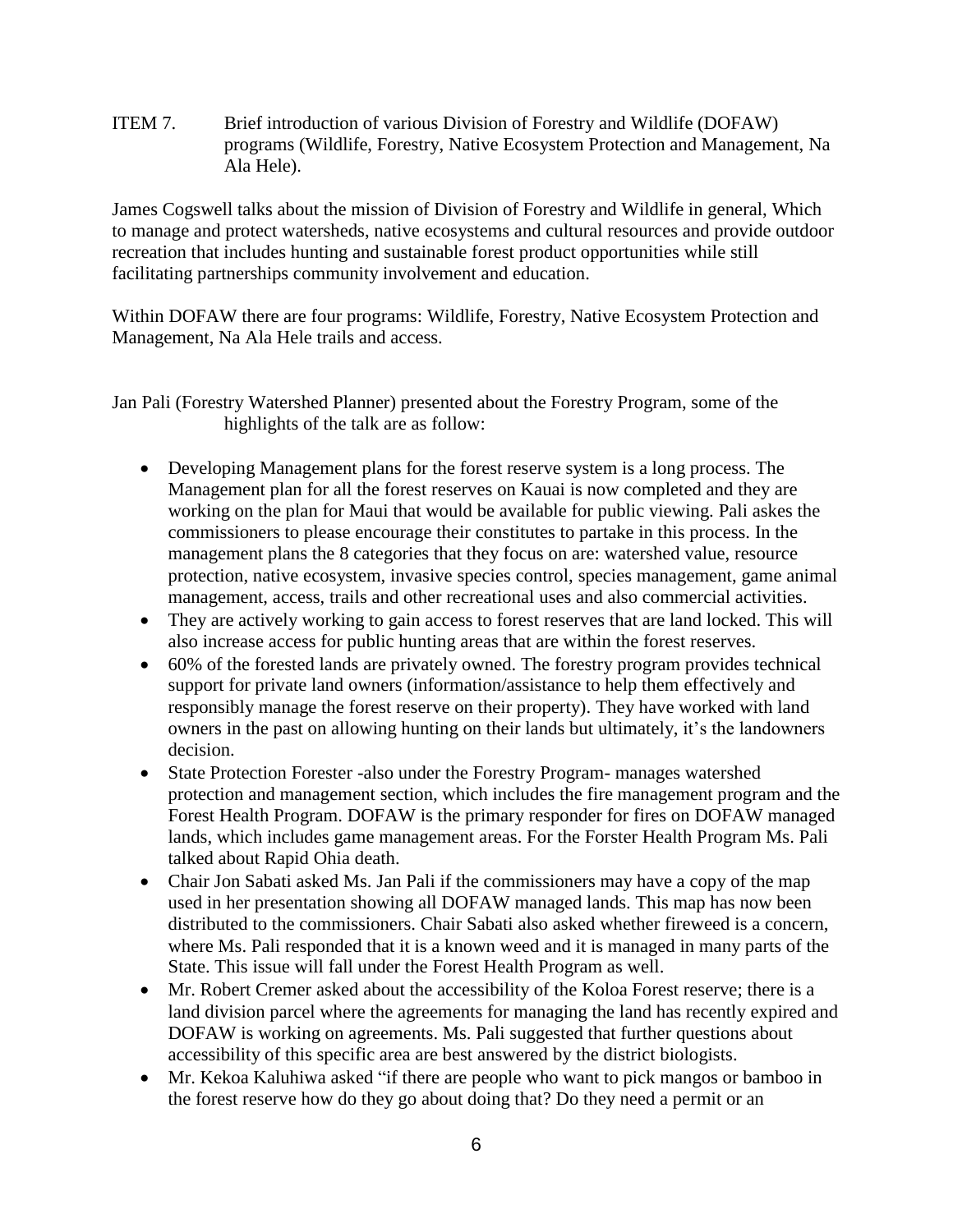ITEM 7. Brief introduction of various Division of Forestry and Wildlife (DOFAW) programs (Wildlife, Forestry, Native Ecosystem Protection and Management, Na Ala Hele).

James Cogswell talks about the mission of Division of Forestry and Wildlife in general, Which to manage and protect watersheds, native ecosystems and cultural resources and provide outdoor recreation that includes hunting and sustainable forest product opportunities while still facilitating partnerships community involvement and education.

Within DOFAW there are four programs: Wildlife, Forestry, Native Ecosystem Protection and Management, Na Ala Hele trails and access.

Jan Pali (Forestry Watershed Planner) presented about the Forestry Program, some of the highlights of the talk are as follow:

- Developing Management plans for the forest reserve system is a long process. The Management plan for all the forest reserves on Kauai is now completed and they are working on the plan for Maui that would be available for public viewing. Pali askes the commissioners to please encourage their constitutes to partake in this process. In the management plans the 8 categories that they focus on are: watershed value, resource protection, native ecosystem, invasive species control, species management, game animal management, access, trails and other recreational uses and also commercial activities.
- They are actively working to gain access to forest reserves that are land locked. This will also increase access for public hunting areas that are within the forest reserves.
- 60% of the forested lands are privately owned. The forestry program provides technical support for private land owners (information/assistance to help them effectively and responsibly manage the forest reserve on their property). They have worked with land owners in the past on allowing hunting on their lands but ultimately, it's the landowners decision.
- State Protection Forester -also under the Forestry Program- manages watershed protection and management section, which includes the fire management program and the Forest Health Program. DOFAW is the primary responder for fires on DOFAW managed lands, which includes game management areas. For the Forster Health Program Ms. Pali talked about Rapid Ohia death.
- Chair Jon Sabati asked Ms. Jan Pali if the commissioners may have a copy of the map used in her presentation showing all DOFAW managed lands. This map has now been distributed to the commissioners. Chair Sabati also asked whether fireweed is a concern, where Ms. Pali responded that it is a known weed and it is managed in many parts of the State. This issue will fall under the Forest Health Program as well.
- Mr. Robert Cremer asked about the accessibility of the Koloa Forest reserve; there is a land division parcel where the agreements for managing the land has recently expired and DOFAW is working on agreements. Ms. Pali suggested that further questions about accessibility of this specific area are best answered by the district biologists.
- Mr. Kekoa Kaluhiwa asked "if there are people who want to pick mangos or bamboo in the forest reserve how do they go about doing that? Do they need a permit or an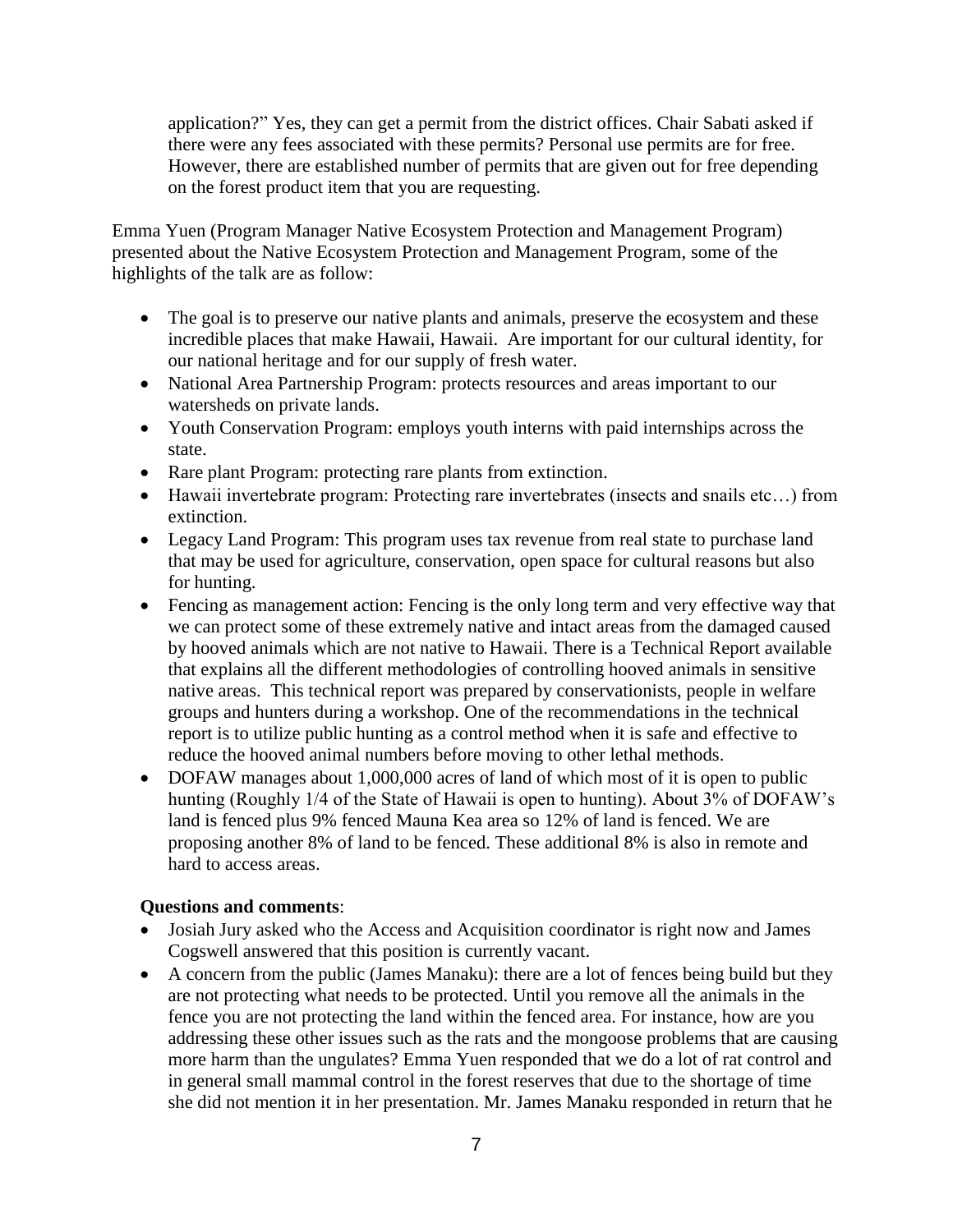application?" Yes, they can get a permit from the district offices. Chair Sabati asked if there were any fees associated with these permits? Personal use permits are for free. However, there are established number of permits that are given out for free depending on the forest product item that you are requesting.

Emma Yuen (Program Manager Native Ecosystem Protection and Management Program) presented about the Native Ecosystem Protection and Management Program, some of the highlights of the talk are as follow:

- The goal is to preserve our native plants and animals, preserve the ecosystem and these incredible places that make Hawaii, Hawaii. Are important for our cultural identity, for our national heritage and for our supply of fresh water.
- National Area Partnership Program: protects resources and areas important to our watersheds on private lands.
- Youth Conservation Program: employs youth interns with paid internships across the state.
- Rare plant Program: protecting rare plants from extinction.
- Hawaii invertebrate program: Protecting rare invertebrates (insects and snails etc…) from extinction.
- Legacy Land Program: This program uses tax revenue from real state to purchase land that may be used for agriculture, conservation, open space for cultural reasons but also for hunting.
- Fencing as management action: Fencing is the only long term and very effective way that we can protect some of these extremely native and intact areas from the damaged caused by hooved animals which are not native to Hawaii. There is a Technical Report available that explains all the different methodologies of controlling hooved animals in sensitive native areas. This technical report was prepared by conservationists, people in welfare groups and hunters during a workshop. One of the recommendations in the technical report is to utilize public hunting as a control method when it is safe and effective to reduce the hooved animal numbers before moving to other lethal methods.
- DOFAW manages about 1,000,000 acres of land of which most of it is open to public hunting (Roughly 1/4 of the State of Hawaii is open to hunting). About 3% of DOFAW's land is fenced plus 9% fenced Mauna Kea area so 12% of land is fenced. We are proposing another 8% of land to be fenced. These additional 8% is also in remote and hard to access areas.

**Questions and comments**:

- Josiah Jury asked who the Access and Acquisition coordinator is right now and James Cogswell answered that this position is currently vacant.
- A concern from the public (James Manaku): there are a lot of fences being build but they are not protecting what needs to be protected. Until you remove all the animals in the fence you are not protecting the land within the fenced area. For instance, how are you addressing these other issues such as the rats and the mongoose problems that are causing more harm than the ungulates? Emma Yuen responded that we do a lot of rat control and in general small mammal control in the forest reserves that due to the shortage of time she did not mention it in her presentation. Mr. James Manaku responded in return that he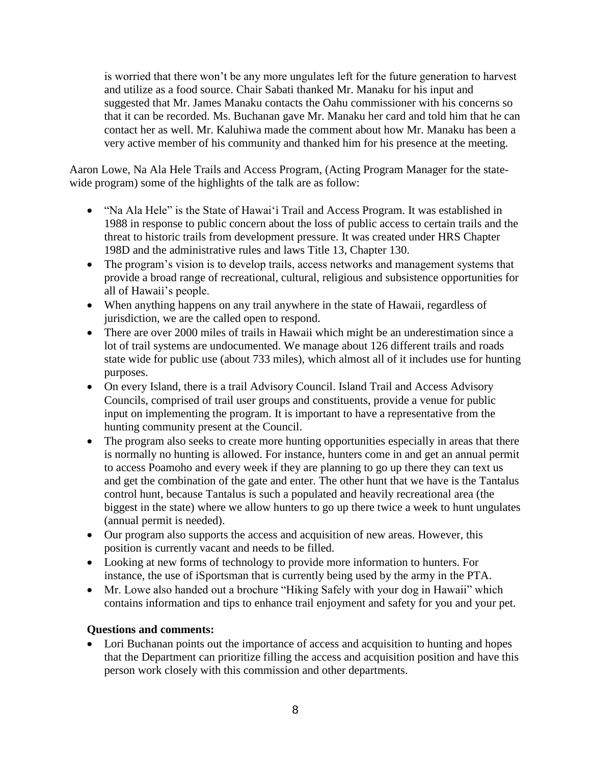is worried that there won't be any more ungulates left for the future generation to harvest and utilize as a food source. Chair Sabati thanked Mr. Manaku for his input and suggested that Mr. James Manaku contacts the Oahu commissioner with his concerns so that it can be recorded. Ms. Buchanan gave Mr. Manaku her card and told him that he can contact her as well. Mr. Kaluhiwa made the comment about how Mr. Manaku has been a very active member of his community and thanked him for his presence at the meeting.

Aaron Lowe, Na Ala Hele Trails and Access Program, (Acting Program Manager for the state-wide program) some of the highlights of the talk are as follow:

- "Na Ala Hele" is the State of Hawai'i Trail and Access Program. It was established in 1988 in response to public concern about the loss of public access to certain trails and the threat to historic trails from development pressure. It was created under HRS Chapter 198D and the administrative rules and laws Title 13, Chapter 130.
- The program's vision is to develop trails, access networks and management systems that provide a broad range of recreational, cultural, religious and subsistence opportunities for all of Hawaii's people.
- When anything happens on any trail anywhere in the state of Hawaii, regardless of jurisdiction, we are the called open to respond.
- There are over 2000 miles of trails in Hawaii which might be an underestimation since a lot of trail systems are undocumented. We manage about 126 different trails and roads state wide for public use (about 733 miles), which almost all of it includes use for hunting purposes.
- On every Island, there is a trail Advisory Council. Island Trail and Access Advisory Councils, comprised of trail user groups and constituents, provide a venue for public input on implementing the program. It is important to have a representative from the hunting community present at the Council.
- The program also seeks to create more hunting opportunities especially in areas that there is normally no hunting is allowed. For instance, hunters come in and get an annual permit to access Poamoho and every week if they are planning to go up there they can text us and get the combination of the gate and enter. The other hunt that we have is the Tantalus control hunt, because Tantalus is such a populated and heavily recreational area (the biggest in the state) where we allow hunters to go up there twice a week to hunt ungulates (annual permit is needed).
- Our program also supports the access and acquisition of new areas. However, this position is currently vacant and needs to be filled.
- Looking at new forms of technology to provide more information to hunters. For instance, the use of iSportsman that is currently being used by the army in the PTA.
- Mr. Lowe also handed out a brochure "Hiking Safely with your dog in Hawaii" which contains information and tips to enhance trail enjoyment and safety for you and your pet.

**Questions and comments:**

- Lori Buchanan points out the importance of access and acquisition to hunting and hopes that the Department can prioritize filling the access and acquisition position and have this person work closely with this commission and other departments.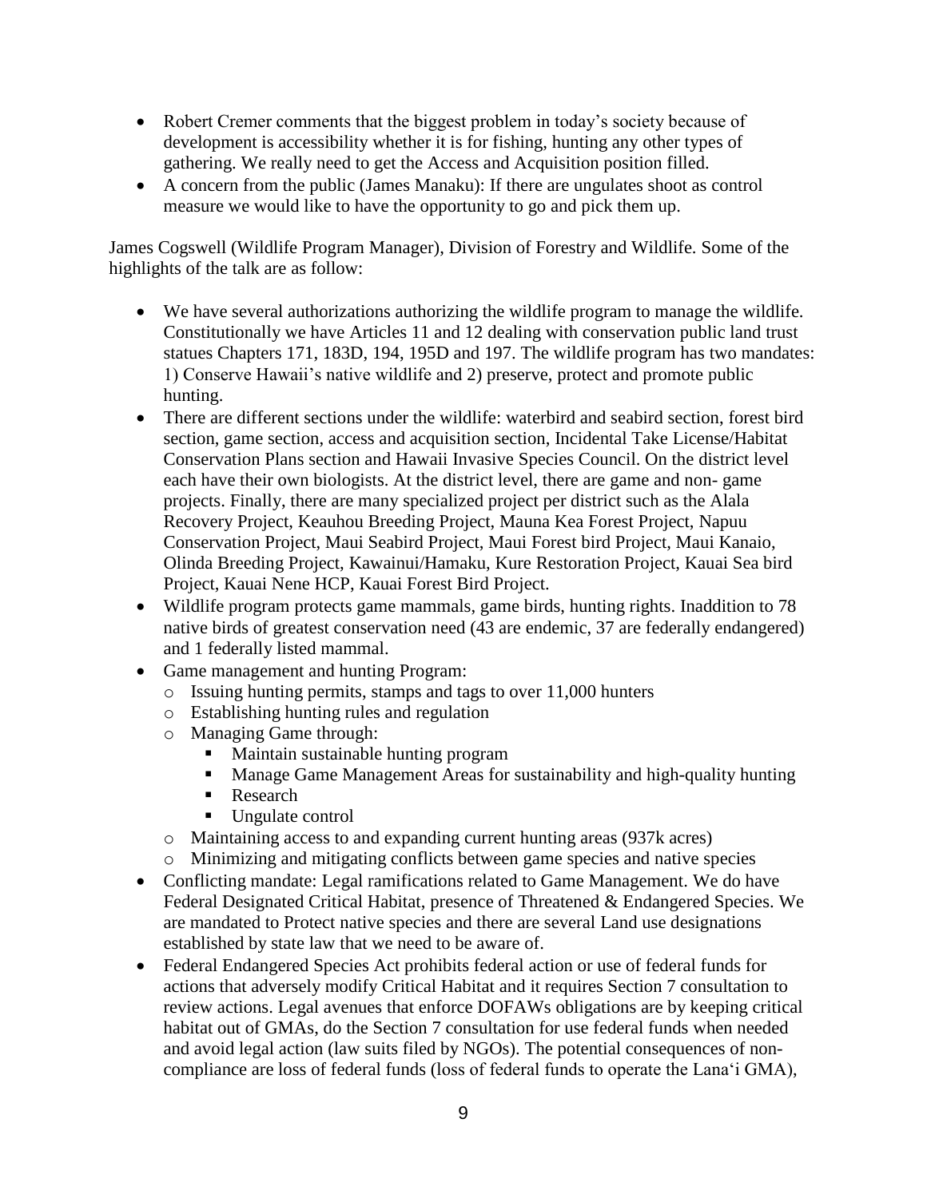- Robert Cremer comments that the biggest problem in today's society because of development is accessibility whether it is for fishing, hunting any other types of gathering. We really need to get the Access and Acquisition position filled.
- A concern from the public (James Manaku): If there are ungulates shoot as control measure we would like to have the opportunity to go and pick them up.

James Cogswell (Wildlife Program Manager), Division of Forestry and Wildlife. Some of the highlights of the talk are as follow:

- We have several authorizations authorizing the wildlife program to manage the wildlife. Constitutionally we have Articles 11 and 12 dealing with conservation public land trust statues Chapters 171, 183D, 194, 195D and 197. The wildlife program has two mandates: 1) Conserve Hawaii's native wildlife and 2) preserve, protect and promote public hunting.
- There are different sections under the wildlife: waterbird and seabird section, forest bird section, game section, access and acquisition section, Incidental Take License/Habitat Conservation Plans section and Hawaii Invasive Species Council. On the district level each have their own biologists. At the district level, there are game and non- game projects. Finally, there are many specialized project per district such as the Alala Recovery Project, Keauhou Breeding Project, Mauna Kea Forest Project, Napuu Conservation Project, Maui Seabird Project, Maui Forest bird Project, Maui Kanaio, Olinda Breeding Project, Kawainui/Hamaku, Kure Restoration Project, Kauai Sea bird Project, Kauai Nene HCP, Kauai Forest Bird Project.
- Wildlife program protects game mammals, game birds, hunting rights. Inaddition to 78 native birds of greatest conservation need (43 are endemic, 37 are federally endangered) and 1 federally listed mammal.
- Game management and hunting Program:
  - Issuing hunting permits, stamps and tags to over 11,000 hunters
  - Establishing hunting rules and regulation
  - Managing Game through:
    - Maintain sustainable hunting program
    - Manage Game Management Areas for sustainability and high-quality hunting
    - Research
    - Ungulate control
  - Maintaining access to and expanding current hunting areas (937k acres)
  - Minimizing and mitigating conflicts between game species and native species
- Conflicting mandate: Legal ramifications related to Game Management. We do have Federal Designated Critical Habitat, presence of Threatened & Endangered Species. We are mandated to Protect native species and there are several Land use designations established by state law that we need to be aware of.
- Federal Endangered Species Act prohibits federal action or use of federal funds for actions that adversely modify Critical Habitat and it requires Section 7 consultation to review actions. Legal avenues that enforce DOFAWs obligations are by keeping critical habitat out of GMAs, do the Section 7 consultation for use federal funds when needed and avoid legal action (law suits filed by NGOs). The potential consequences of non-compliance are loss of federal funds (loss of federal funds to operate the Lana'i GMA),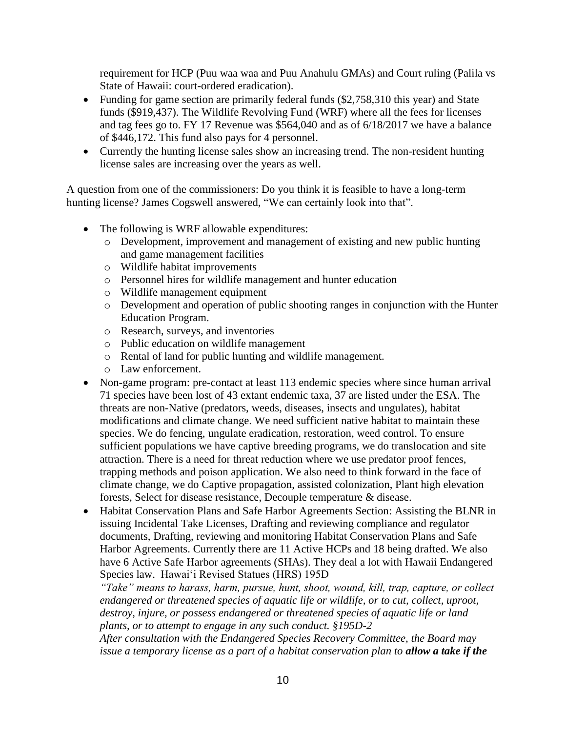requirement for HCP (Puu waa waa and Puu Anahulu GMAs) and Court ruling (Palila vs State of Hawaii: court-ordered eradication).

- Funding for game section are primarily federal funds ($2,758,310 this year) and State funds ($919,437). The Wildlife Revolving Fund (WRF) where all the fees for licenses and tag fees go to. FY 17 Revenue was $564,040 and as of 6/18/2017 we have a balance of $446,172. This fund also pays for 4 personnel.
- Currently the hunting license sales show an increasing trend. The non-resident hunting license sales are increasing over the years as well.

A question from one of the commissioners: Do you think it is feasible to have a long-term hunting license? James Cogswell answered, “We can certainly look into that”.

- The following is WRF allowable expenditures:
  - Development, improvement and management of existing and new public hunting and game management facilities
  - Wildlife habitat improvements
  - Personnel hires for wildlife management and hunter education
  - Wildlife management equipment
  - Development and operation of public shooting ranges in conjunction with the Hunter Education Program.
  - Research, surveys, and inventories
  - Public education on wildlife management
  - Rental of land for public hunting and wildlife management.
  - Law enforcement.
- Non-game program: pre-contact at least 113 endemic species where since human arrival 71 species have been lost of 43 extant endemic taxa, 37 are listed under the ESA. The threats are non-Native (predators, weeds, diseases, insects and ungulates), habitat modifications and climate change. We need sufficient native habitat to maintain these species. We do fencing, ungulate eradication, restoration, weed control. To ensure sufficient populations we have captive breeding programs, we do translocation and site attraction. There is a need for threat reduction where we use predator proof fences, trapping methods and poison application. We also need to think forward in the face of climate change, we do Captive propagation, assisted colonization, Plant high elevation forests, Select for disease resistance, Decouple temperature & disease.
- Habitat Conservation Plans and Safe Harbor Agreements Section: Assisting the BLNR in issuing Incidental Take Licenses, Drafting and reviewing compliance and regulator documents, Drafting, reviewing and monitoring Habitat Conservation Plans and Safe Harbor Agreements. Currently there are 11 Active HCPs and 18 being drafted. We also have 6 Active Safe Harbor agreements (SHAs). They deal a lot with Hawaii Endangered Species law. Hawaiʻi Revised Statues (HRS) 195D
  *“Take” means to harass, harm, pursue, hunt, shoot, wound, kill, trap, capture, or collect endangered or threatened species of aquatic life or wildlife, or to cut, collect, uproot, destroy, injure, or possess endangered or threatened species of aquatic life or land plants, or to attempt to engage in any such conduct. §195D-2*
  *After consultation with the Endangered Species Recovery Committee, the Board may issue a temporary license as a part of a habitat conservation plan to* ***allow a take if the***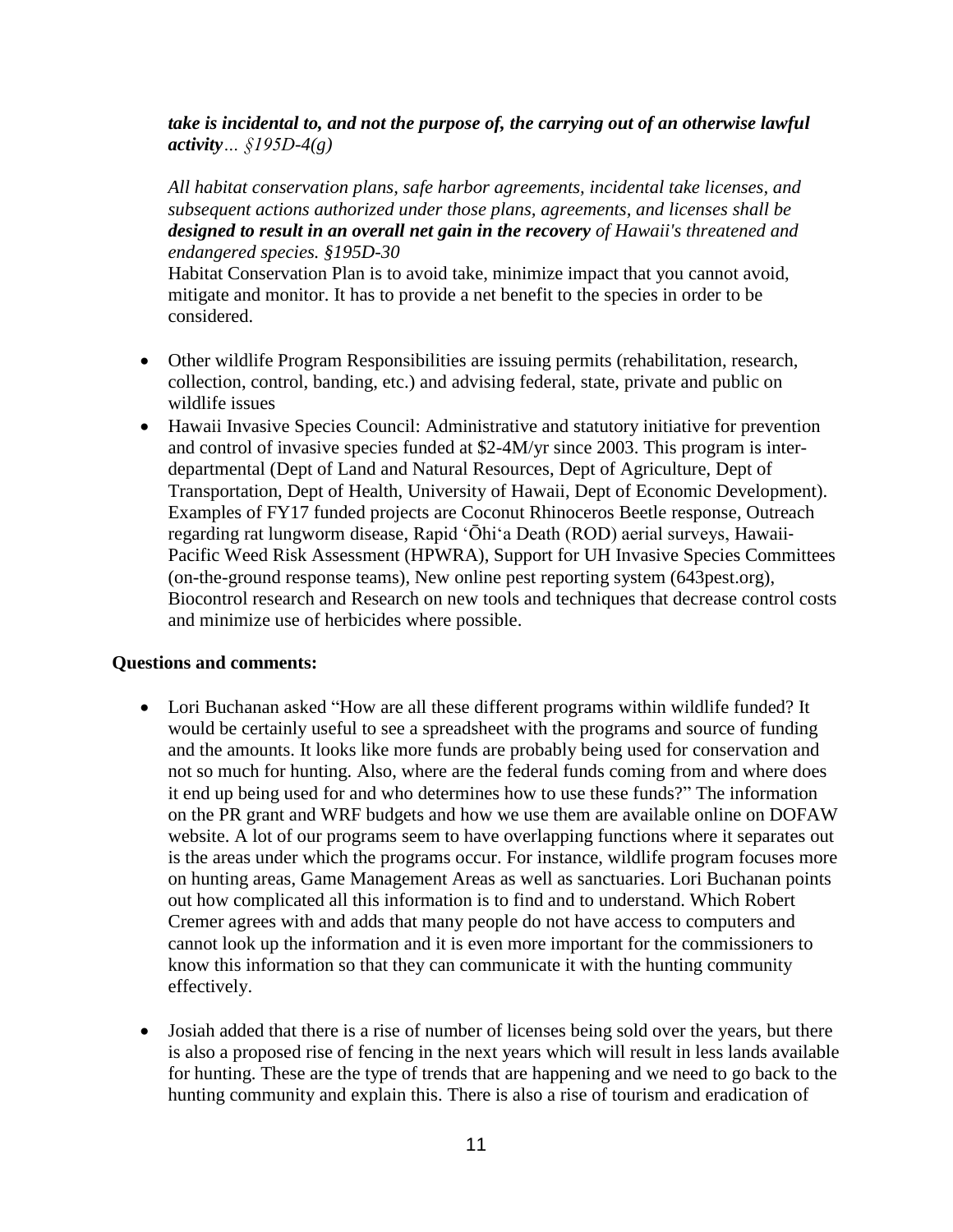***take is incidental to, and not the purpose of, the carrying out of an otherwise lawful activity****… §195D-4(g)*

*All habitat conservation plans, safe harbor agreements, incidental take licenses, and subsequent actions authorized under those plans, agreements, and licenses shall be* ***designed to result in an overall net gain in the recovery*** *of Hawaii's threatened and endangered species. §195D-30*

Habitat Conservation Plan is to avoid take, minimize impact that you cannot avoid, mitigate and monitor. It has to provide a net benefit to the species in order to be considered.

- Other wildlife Program Responsibilities are issuing permits (rehabilitation, research, collection, control, banding, etc.) and advising federal, state, private and public on wildlife issues
- Hawaii Invasive Species Council: Administrative and statutory initiative for prevention and control of invasive species funded at $2-4M/yr since 2003. This program is inter-departmental (Dept of Land and Natural Resources, Dept of Agriculture, Dept of Transportation, Dept of Health, University of Hawaii, Dept of Economic Development). Examples of FY17 funded projects are Coconut Rhinoceros Beetle response, Outreach regarding rat lungworm disease, Rapid ʻŌhiʻa Death (ROD) aerial surveys, Hawaii-Pacific Weed Risk Assessment (HPWRA), Support for UH Invasive Species Committees (on-the-ground response teams), New online pest reporting system (643pest.org), Biocontrol research and Research on new tools and techniques that decrease control costs and minimize use of herbicides where possible.

**Questions and comments:**

- Lori Buchanan asked "How are all these different programs within wildlife funded? It would be certainly useful to see a spreadsheet with the programs and source of funding and the amounts. It looks like more funds are probably being used for conservation and not so much for hunting. Also, where are the federal funds coming from and where does it end up being used for and who determines how to use these funds?" The information on the PR grant and WRF budgets and how we use them are available online on DOFAW website. A lot of our programs seem to have overlapping functions where it separates out is the areas under which the programs occur. For instance, wildlife program focuses more on hunting areas, Game Management Areas as well as sanctuaries. Lori Buchanan points out how complicated all this information is to find and to understand. Which Robert Cremer agrees with and adds that many people do not have access to computers and cannot look up the information and it is even more important for the commissioners to know this information so that they can communicate it with the hunting community effectively.

- Josiah added that there is a rise of number of licenses being sold over the years, but there is also a proposed rise of fencing in the next years which will result in less lands available for hunting. These are the type of trends that are happening and we need to go back to the hunting community and explain this. There is also a rise of tourism and eradication of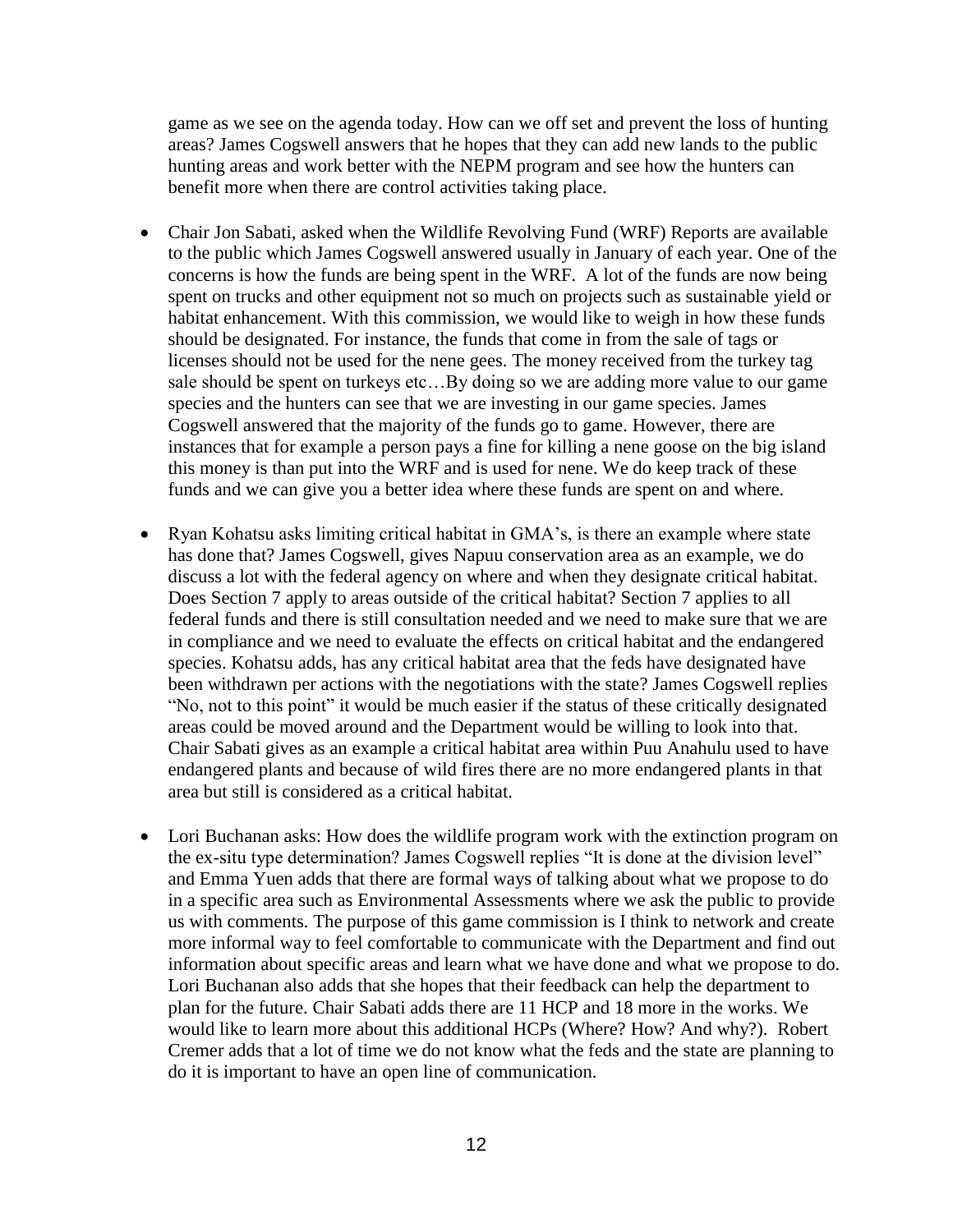game as we see on the agenda today. How can we off set and prevent the loss of hunting areas? James Cogswell answers that he hopes that they can add new lands to the public hunting areas and work better with the NEPM program and see how the hunters can benefit more when there are control activities taking place.

- Chair Jon Sabati, asked when the Wildlife Revolving Fund (WRF) Reports are available to the public which James Cogswell answered usually in January of each year. One of the concerns is how the funds are being spent in the WRF. A lot of the funds are now being spent on trucks and other equipment not so much on projects such as sustainable yield or habitat enhancement. With this commission, we would like to weigh in how these funds should be designated. For instance, the funds that come in from the sale of tags or licenses should not be used for the nene gees. The money received from the turkey tag sale should be spent on turkeys etc…By doing so we are adding more value to our game species and the hunters can see that we are investing in our game species. James Cogswell answered that the majority of the funds go to game. However, there are instances that for example a person pays a fine for killing a nene goose on the big island this money is than put into the WRF and is used for nene. We do keep track of these funds and we can give you a better idea where these funds are spent on and where.

- Ryan Kohatsu asks limiting critical habitat in GMA's, is there an example where state has done that? James Cogswell, gives Napuu conservation area as an example, we do discuss a lot with the federal agency on where and when they designate critical habitat. Does Section 7 apply to areas outside of the critical habitat? Section 7 applies to all federal funds and there is still consultation needed and we need to make sure that we are in compliance and we need to evaluate the effects on critical habitat and the endangered species. Kohatsu adds, has any critical habitat area that the feds have designated have been withdrawn per actions with the negotiations with the state? James Cogswell replies "No, not to this point" it would be much easier if the status of these critically designated areas could be moved around and the Department would be willing to look into that. Chair Sabati gives as an example a critical habitat area within Puu Anahulu used to have endangered plants and because of wild fires there are no more endangered plants in that area but still is considered as a critical habitat.

- Lori Buchanan asks: How does the wildlife program work with the extinction program on the ex-situ type determination? James Cogswell replies "It is done at the division level" and Emma Yuen adds that there are formal ways of talking about what we propose to do in a specific area such as Environmental Assessments where we ask the public to provide us with comments. The purpose of this game commission is I think to network and create more informal way to feel comfortable to communicate with the Department and find out information about specific areas and learn what we have done and what we propose to do. Lori Buchanan also adds that she hopes that their feedback can help the department to plan for the future. Chair Sabati adds there are 11 HCP and 18 more in the works. We would like to learn more about this additional HCPs (Where? How? And why?). Robert Cremer adds that a lot of time we do not know what the feds and the state are planning to do it is important to have an open line of communication.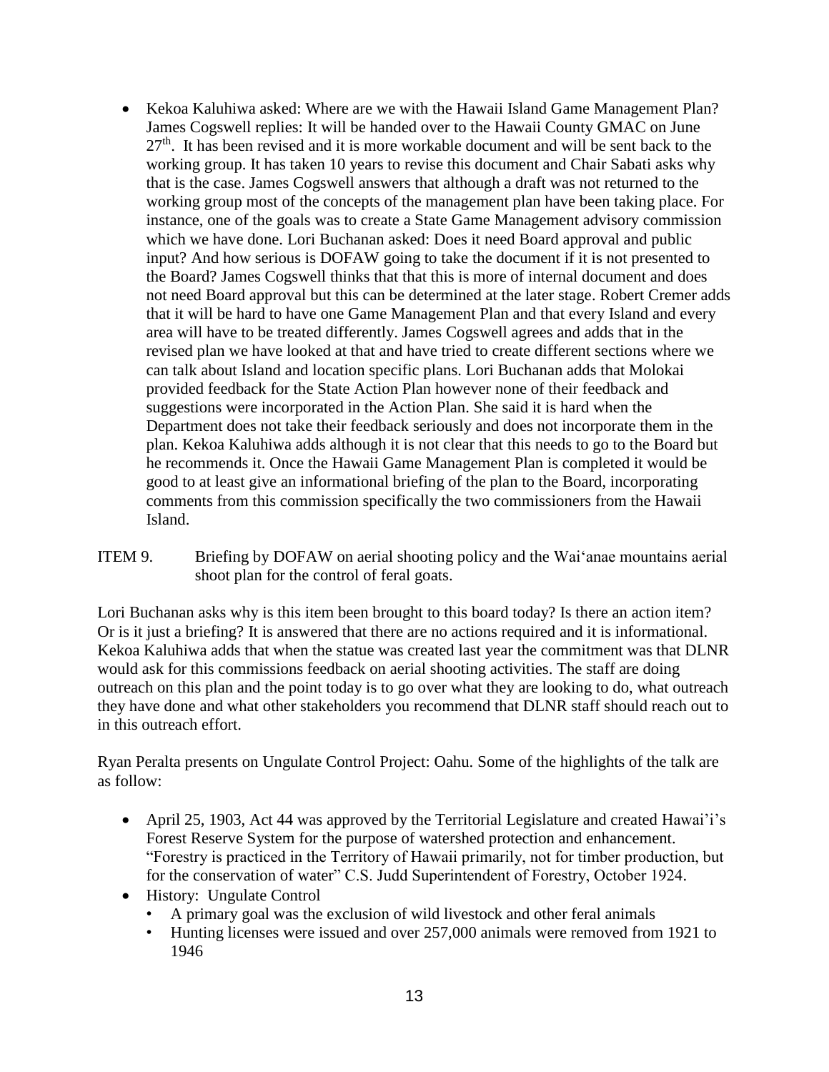- Kekoa Kaluhiwa asked: Where are we with the Hawaii Island Game Management Plan? James Cogswell replies: It will be handed over to the Hawaii County GMAC on June 27th. It has been revised and it is more workable document and will be sent back to the working group. It has taken 10 years to revise this document and Chair Sabati asks why that is the case. James Cogswell answers that although a draft was not returned to the working group most of the concepts of the management plan have been taking place. For instance, one of the goals was to create a State Game Management advisory commission which we have done. Lori Buchanan asked: Does it need Board approval and public input? And how serious is DOFAW going to take the document if it is not presented to the Board? James Cogswell thinks that that this is more of internal document and does not need Board approval but this can be determined at the later stage. Robert Cremer adds that it will be hard to have one Game Management Plan and that every Island and every area will have to be treated differently. James Cogswell agrees and adds that in the revised plan we have looked at that and have tried to create different sections where we can talk about Island and location specific plans. Lori Buchanan adds that Molokai provided feedback for the State Action Plan however none of their feedback and suggestions were incorporated in the Action Plan. She said it is hard when the Department does not take their feedback seriously and does not incorporate them in the plan. Kekoa Kaluhiwa adds although it is not clear that this needs to go to the Board but he recommends it. Once the Hawaii Game Management Plan is completed it would be good to at least give an informational briefing of the plan to the Board, incorporating comments from this commission specifically the two commissioners from the Hawaii Island.

ITEM 9. Briefing by DOFAW on aerial shooting policy and the Wai'anae mountains aerial shoot plan for the control of feral goats.

Lori Buchanan asks why is this item been brought to this board today? Is there an action item? Or is it just a briefing? It is answered that there are no actions required and it is informational. Kekoa Kaluhiwa adds that when the statue was created last year the commitment was that DLNR would ask for this commissions feedback on aerial shooting activities. The staff are doing outreach on this plan and the point today is to go over what they are looking to do, what outreach they have done and what other stakeholders you recommend that DLNR staff should reach out to in this outreach effort.

Ryan Peralta presents on Ungulate Control Project: Oahu. Some of the highlights of the talk are as follow:

- April 25, 1903, Act 44 was approved by the Territorial Legislature and created Hawai'i's Forest Reserve System for the purpose of watershed protection and enhancement. "Forestry is practiced in the Territory of Hawaii primarily, not for timber production, but for the conservation of water" C.S. Judd Superintendent of Forestry, October 1924.
- History: Ungulate Control
  - A primary goal was the exclusion of wild livestock and other feral animals
  - Hunting licenses were issued and over 257,000 animals were removed from 1921 to 1946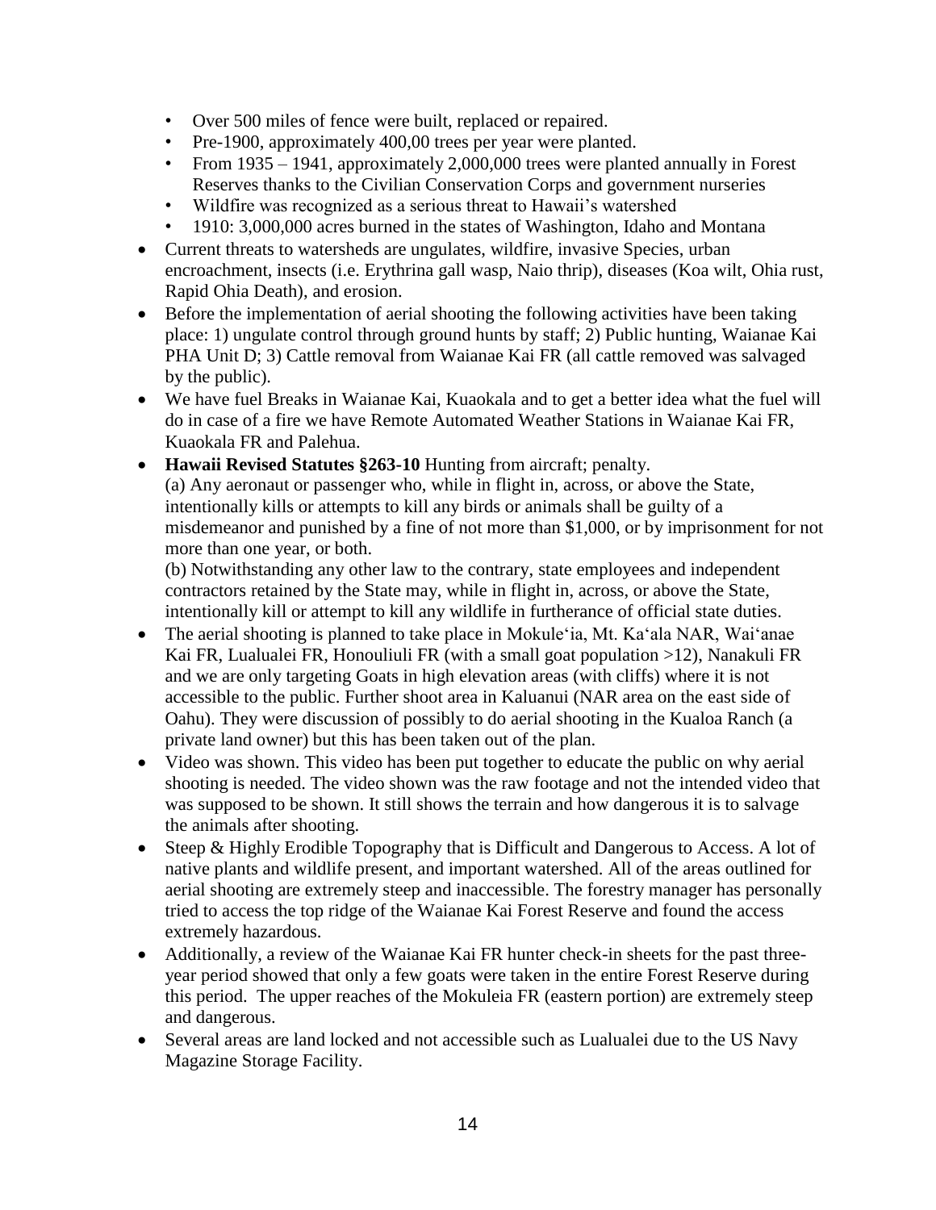- Over 500 miles of fence were built, replaced or repaired.
  - Pre-1900, approximately 400,00 trees per year were planted.
  - From 1935 – 1941, approximately 2,000,000 trees were planted annually in Forest Reserves thanks to the Civilian Conservation Corps and government nurseries
  - Wildfire was recognized as a serious threat to Hawaii's watershed
  - 1910: 3,000,000 acres burned in the states of Washington, Idaho and Montana
- Current threats to watersheds are ungulates, wildfire, invasive Species, urban encroachment, insects (i.e. Erythrina gall wasp, Naio thrip), diseases (Koa wilt, Ohia rust, Rapid Ohia Death), and erosion.
- Before the implementation of aerial shooting the following activities have been taking place: 1) ungulate control through ground hunts by staff; 2) Public hunting, Waianae Kai PHA Unit D; 3) Cattle removal from Waianae Kai FR (all cattle removed was salvaged by the public).
- We have fuel Breaks in Waianae Kai, Kuaokala and to get a better idea what the fuel will do in case of a fire we have Remote Automated Weather Stations in Waianae Kai FR, Kuaokala FR and Palehua.
- **Hawaii Revised Statutes §263-10** Hunting from aircraft; penalty.
  (a) Any aeronaut or passenger who, while in flight in, across, or above the State, intentionally kills or attempts to kill any birds or animals shall be guilty of a misdemeanor and punished by a fine of not more than $1,000, or by imprisonment for not more than one year, or both.
  (b) Notwithstanding any other law to the contrary, state employees and independent contractors retained by the State may, while in flight in, across, or above the State, intentionally kill or attempt to kill any wildlife in furtherance of official state duties.
- The aerial shooting is planned to take place in Mokule'ia, Mt. Ka'ala NAR, Wai'anae Kai FR, Lualualei FR, Honouliuli FR (with a small goat population >12), Nanakuli FR and we are only targeting Goats in high elevation areas (with cliffs) where it is not accessible to the public. Further shoot area in Kaluanui (NAR area on the east side of Oahu). They were discussion of possibly to do aerial shooting in the Kualoa Ranch (a private land owner) but this has been taken out of the plan.
- Video was shown. This video has been put together to educate the public on why aerial shooting is needed. The video shown was the raw footage and not the intended video that was supposed to be shown. It still shows the terrain and how dangerous it is to salvage the animals after shooting.
- Steep & Highly Erodible Topography that is Difficult and Dangerous to Access. A lot of native plants and wildlife present, and important watershed. All of the areas outlined for aerial shooting are extremely steep and inaccessible. The forestry manager has personally tried to access the top ridge of the Waianae Kai Forest Reserve and found the access extremely hazardous.
- Additionally, a review of the Waianae Kai FR hunter check-in sheets for the past three-year period showed that only a few goats were taken in the entire Forest Reserve during this period. The upper reaches of the Mokuleia FR (eastern portion) are extremely steep and dangerous.
- Several areas are land locked and not accessible such as Lualualei due to the US Navy Magazine Storage Facility.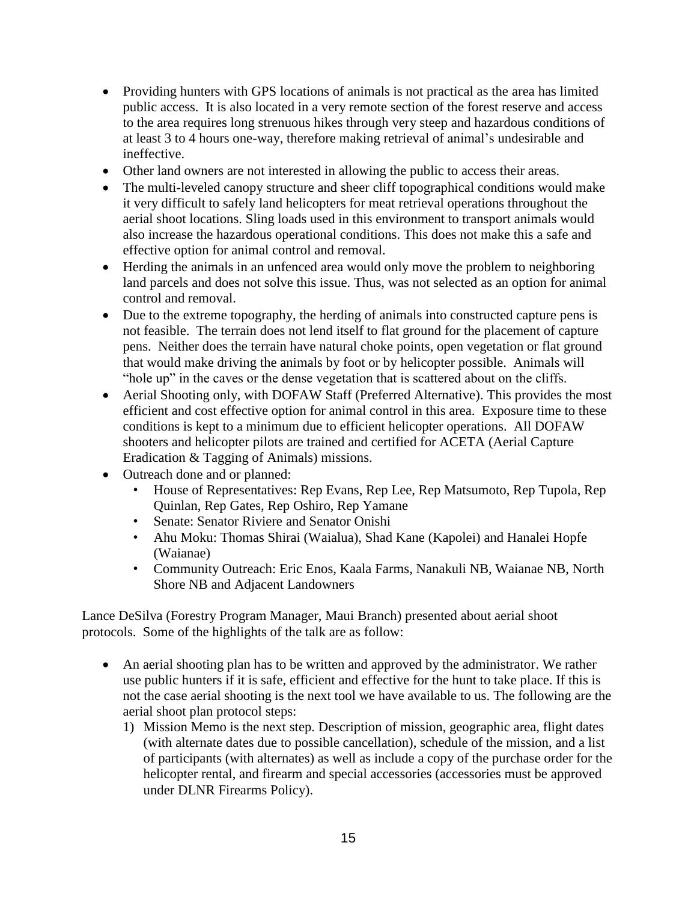- Providing hunters with GPS locations of animals is not practical as the area has limited public access. It is also located in a very remote section of the forest reserve and access to the area requires long strenuous hikes through very steep and hazardous conditions of at least 3 to 4 hours one-way, therefore making retrieval of animal's undesirable and ineffective.
- Other land owners are not interested in allowing the public to access their areas.
- The multi-leveled canopy structure and sheer cliff topographical conditions would make it very difficult to safely land helicopters for meat retrieval operations throughout the aerial shoot locations. Sling loads used in this environment to transport animals would also increase the hazardous operational conditions. This does not make this a safe and effective option for animal control and removal.
- Herding the animals in an unfenced area would only move the problem to neighboring land parcels and does not solve this issue. Thus, was not selected as an option for animal control and removal.
- Due to the extreme topography, the herding of animals into constructed capture pens is not feasible. The terrain does not lend itself to flat ground for the placement of capture pens. Neither does the terrain have natural choke points, open vegetation or flat ground that would make driving the animals by foot or by helicopter possible. Animals will "hole up" in the caves or the dense vegetation that is scattered about on the cliffs.
- Aerial Shooting only, with DOFAW Staff (Preferred Alternative). This provides the most efficient and cost effective option for animal control in this area. Exposure time to these conditions is kept to a minimum due to efficient helicopter operations. All DOFAW shooters and helicopter pilots are trained and certified for ACETA (Aerial Capture Eradication & Tagging of Animals) missions.
- Outreach done and or planned:
  - House of Representatives: Rep Evans, Rep Lee, Rep Matsumoto, Rep Tupola, Rep Quinlan, Rep Gates, Rep Oshiro, Rep Yamane
  - Senate: Senator Riviere and Senator Onishi
  - Ahu Moku: Thomas Shirai (Waialua), Shad Kane (Kapolei) and Hanalei Hopfe (Waianae)
  - Community Outreach: Eric Enos, Kaala Farms, Nanakuli NB, Waianae NB, North Shore NB and Adjacent Landowners

Lance DeSilva (Forestry Program Manager, Maui Branch) presented about aerial shoot protocols. Some of the highlights of the talk are as follow:

- An aerial shooting plan has to be written and approved by the administrator. We rather use public hunters if it is safe, efficient and effective for the hunt to take place. If this is not the case aerial shooting is the next tool we have available to us. The following are the aerial shoot plan protocol steps:
  1) Mission Memo is the next step. Description of mission, geographic area, flight dates (with alternate dates due to possible cancellation), schedule of the mission, and a list of participants (with alternates) as well as include a copy of the purchase order for the helicopter rental, and firearm and special accessories (accessories must be approved under DLNR Firearms Policy).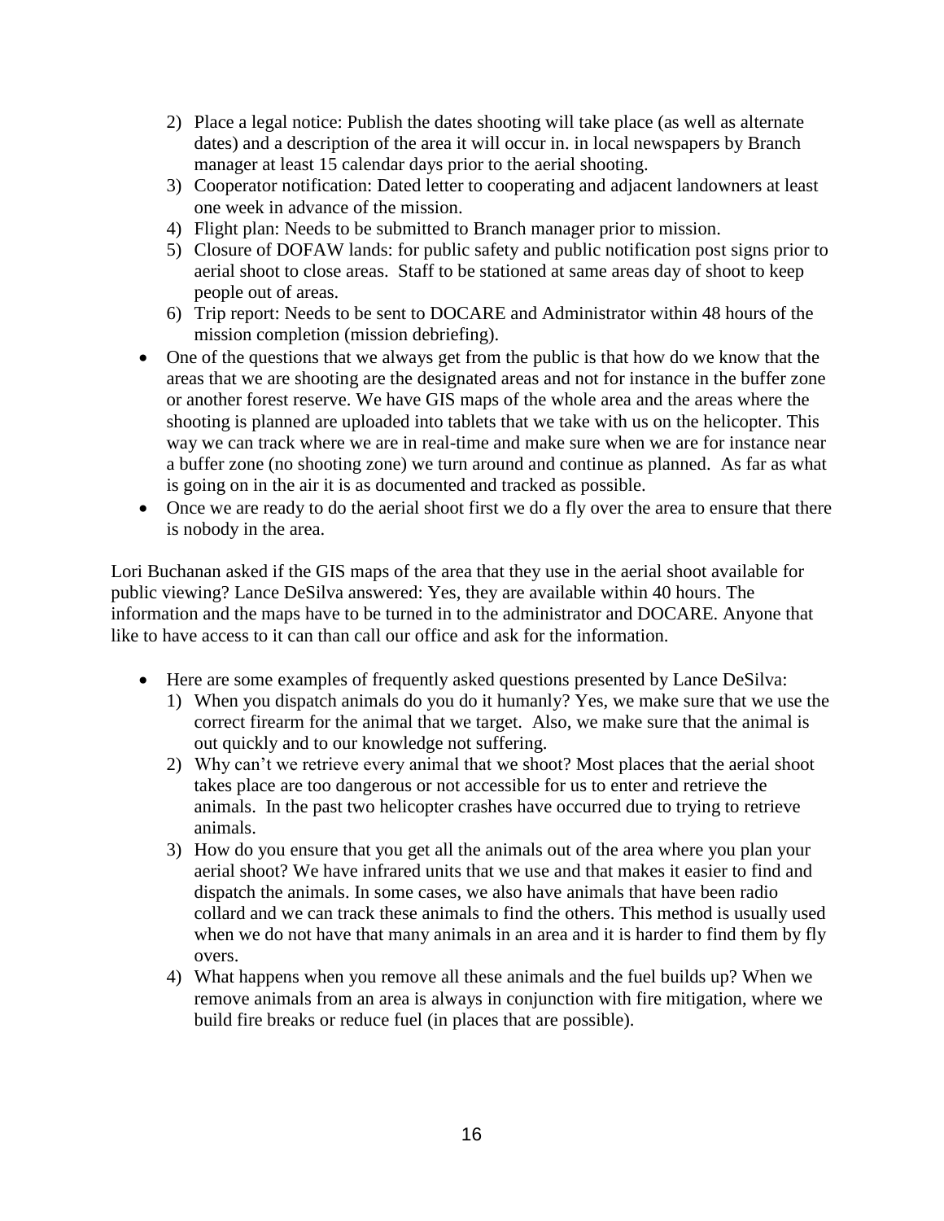2) Place a legal notice: Publish the dates shooting will take place (as well as alternate dates) and a description of the area it will occur in. in local newspapers by Branch manager at least 15 calendar days prior to the aerial shooting.
3) Cooperator notification: Dated letter to cooperating and adjacent landowners at least one week in advance of the mission.
4) Flight plan: Needs to be submitted to Branch manager prior to mission.
5) Closure of DOFAW lands: for public safety and public notification post signs prior to aerial shoot to close areas. Staff to be stationed at same areas day of shoot to keep people out of areas.
6) Trip report: Needs to be sent to DOCARE and Administrator within 48 hours of the mission completion (mission debriefing).

- One of the questions that we always get from the public is that how do we know that the areas that we are shooting are the designated areas and not for instance in the buffer zone or another forest reserve. We have GIS maps of the whole area and the areas where the shooting is planned are uploaded into tablets that we take with us on the helicopter. This way we can track where we are in real-time and make sure when we are for instance near a buffer zone (no shooting zone) we turn around and continue as planned. As far as what is going on in the air it is as documented and tracked as possible.
- Once we are ready to do the aerial shoot first we do a fly over the area to ensure that there is nobody in the area.

Lori Buchanan asked if the GIS maps of the area that they use in the aerial shoot available for public viewing? Lance DeSilva answered: Yes, they are available within 40 hours. The information and the maps have to be turned in to the administrator and DOCARE. Anyone that like to have access to it can than call our office and ask for the information.

- Here are some examples of frequently asked questions presented by Lance DeSilva:
  1) When you dispatch animals do you do it humanly? Yes, we make sure that we use the correct firearm for the animal that we target. Also, we make sure that the animal is out quickly and to our knowledge not suffering.
  2) Why can't we retrieve every animal that we shoot? Most places that the aerial shoot takes place are too dangerous or not accessible for us to enter and retrieve the animals. In the past two helicopter crashes have occurred due to trying to retrieve animals.
  3) How do you ensure that you get all the animals out of the area where you plan your aerial shoot? We have infrared units that we use and that makes it easier to find and dispatch the animals. In some cases, we also have animals that have been radio collard and we can track these animals to find the others. This method is usually used when we do not have that many animals in an area and it is harder to find them by fly overs.
  4) What happens when you remove all these animals and the fuel builds up? When we remove animals from an area is always in conjunction with fire mitigation, where we build fire breaks or reduce fuel (in places that are possible).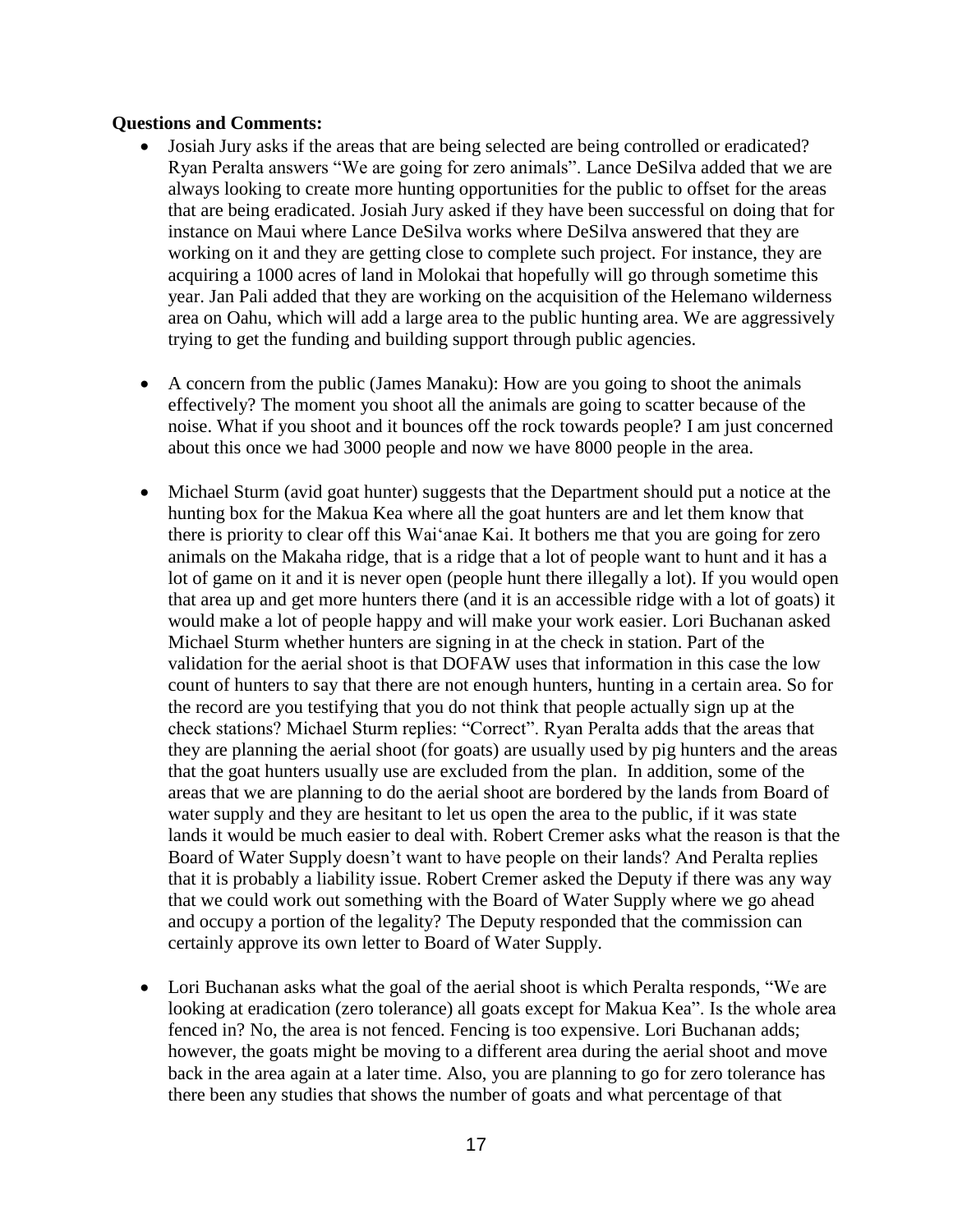**Questions and Comments:**

- Josiah Jury asks if the areas that are being selected are being controlled or eradicated? Ryan Peralta answers "We are going for zero animals". Lance DeSilva added that we are always looking to create more hunting opportunities for the public to offset for the areas that are being eradicated. Josiah Jury asked if they have been successful on doing that for instance on Maui where Lance DeSilva works where DeSilva answered that they are working on it and they are getting close to complete such project. For instance, they are acquiring a 1000 acres of land in Molokai that hopefully will go through sometime this year. Jan Pali added that they are working on the acquisition of the Helemano wilderness area on Oahu, which will add a large area to the public hunting area. We are aggressively trying to get the funding and building support through public agencies.

- A concern from the public (James Manaku): How are you going to shoot the animals effectively? The moment you shoot all the animals are going to scatter because of the noise. What if you shoot and it bounces off the rock towards people? I am just concerned about this once we had 3000 people and now we have 8000 people in the area.

- Michael Sturm (avid goat hunter) suggests that the Department should put a notice at the hunting box for the Makua Kea where all the goat hunters are and let them know that there is priority to clear off this Wai'anae Kai. It bothers me that you are going for zero animals on the Makaha ridge, that is a ridge that a lot of people want to hunt and it has a lot of game on it and it is never open (people hunt there illegally a lot). If you would open that area up and get more hunters there (and it is an accessible ridge with a lot of goats) it would make a lot of people happy and will make your work easier. Lori Buchanan asked Michael Sturm whether hunters are signing in at the check in station. Part of the validation for the aerial shoot is that DOFAW uses that information in this case the low count of hunters to say that there are not enough hunters, hunting in a certain area. So for the record are you testifying that you do not think that people actually sign up at the check stations? Michael Sturm replies: "Correct". Ryan Peralta adds that the areas that they are planning the aerial shoot (for goats) are usually used by pig hunters and the areas that the goat hunters usually use are excluded from the plan. In addition, some of the areas that we are planning to do the aerial shoot are bordered by the lands from Board of water supply and they are hesitant to let us open the area to the public, if it was state lands it would be much easier to deal with. Robert Cremer asks what the reason is that the Board of Water Supply doesn't want to have people on their lands? And Peralta replies that it is probably a liability issue. Robert Cremer asked the Deputy if there was any way that we could work out something with the Board of Water Supply where we go ahead and occupy a portion of the legality? The Deputy responded that the commission can certainly approve its own letter to Board of Water Supply.

- Lori Buchanan asks what the goal of the aerial shoot is which Peralta responds, "We are looking at eradication (zero tolerance) all goats except for Makua Kea". Is the whole area fenced in? No, the area is not fenced. Fencing is too expensive. Lori Buchanan adds; however, the goats might be moving to a different area during the aerial shoot and move back in the area again at a later time. Also, you are planning to go for zero tolerance has there been any studies that shows the number of goats and what percentage of that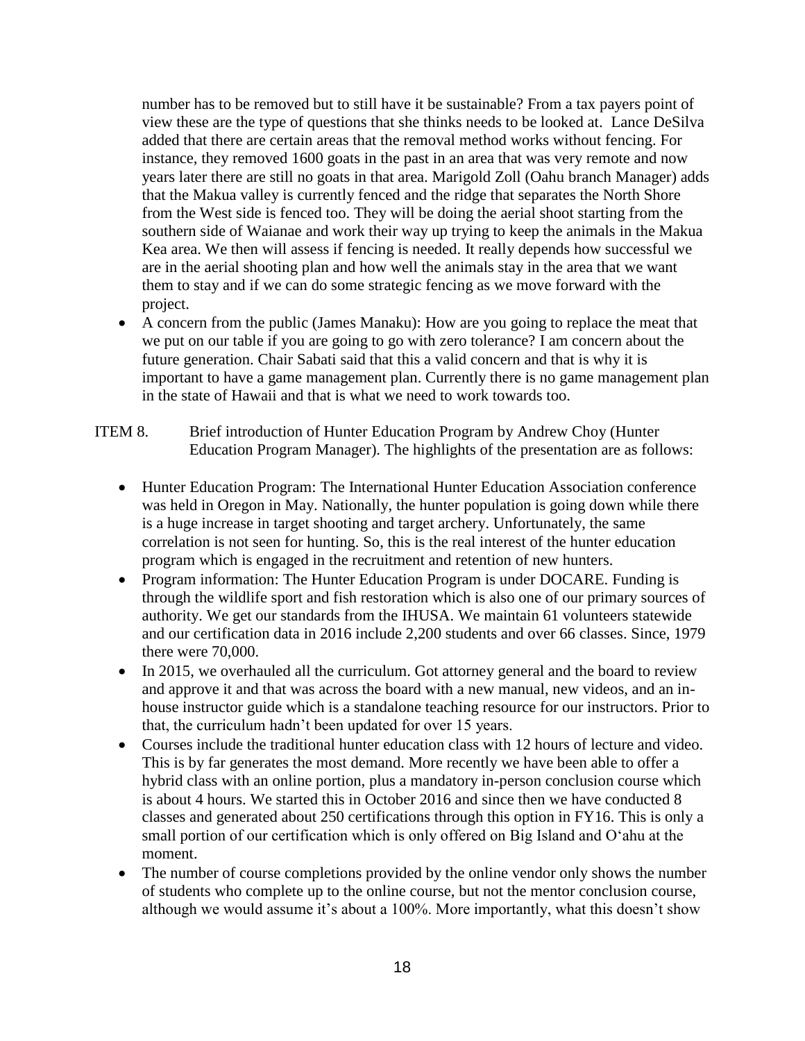number has to be removed but to still have it be sustainable? From a tax payers point of view these are the type of questions that she thinks needs to be looked at. Lance DeSilva added that there are certain areas that the removal method works without fencing. For instance, they removed 1600 goats in the past in an area that was very remote and now years later there are still no goats in that area. Marigold Zoll (Oahu branch Manager) adds that the Makua valley is currently fenced and the ridge that separates the North Shore from the West side is fenced too. They will be doing the aerial shoot starting from the southern side of Waianae and work their way up trying to keep the animals in the Makua Kea area. We then will assess if fencing is needed. It really depends how successful we are in the aerial shooting plan and how well the animals stay in the area that we want them to stay and if we can do some strategic fencing as we move forward with the project.

- A concern from the public (James Manaku): How are you going to replace the meat that we put on our table if you are going to go with zero tolerance? I am concern about the future generation. Chair Sabati said that this a valid concern and that is why it is important to have a game management plan. Currently there is no game management plan in the state of Hawaii and that is what we need to work towards too.

ITEM 8. Brief introduction of Hunter Education Program by Andrew Choy (Hunter Education Program Manager). The highlights of the presentation are as follows:

- Hunter Education Program: The International Hunter Education Association conference was held in Oregon in May. Nationally, the hunter population is going down while there is a huge increase in target shooting and target archery. Unfortunately, the same correlation is not seen for hunting. So, this is the real interest of the hunter education program which is engaged in the recruitment and retention of new hunters.
- Program information: The Hunter Education Program is under DOCARE. Funding is through the wildlife sport and fish restoration which is also one of our primary sources of authority. We get our standards from the IHUSA. We maintain 61 volunteers statewide and our certification data in 2016 include 2,200 students and over 66 classes. Since, 1979 there were 70,000.
- In 2015, we overhauled all the curriculum. Got attorney general and the board to review and approve it and that was across the board with a new manual, new videos, and an in-house instructor guide which is a standalone teaching resource for our instructors. Prior to that, the curriculum hadn't been updated for over 15 years.
- Courses include the traditional hunter education class with 12 hours of lecture and video. This is by far generates the most demand. More recently we have been able to offer a hybrid class with an online portion, plus a mandatory in-person conclusion course which is about 4 hours. We started this in October 2016 and since then we have conducted 8 classes and generated about 250 certifications through this option in FY16. This is only a small portion of our certification which is only offered on Big Island and Oʻahu at the moment.
- The number of course completions provided by the online vendor only shows the number of students who complete up to the online course, but not the mentor conclusion course, although we would assume it's about a 100%. More importantly, what this doesn't show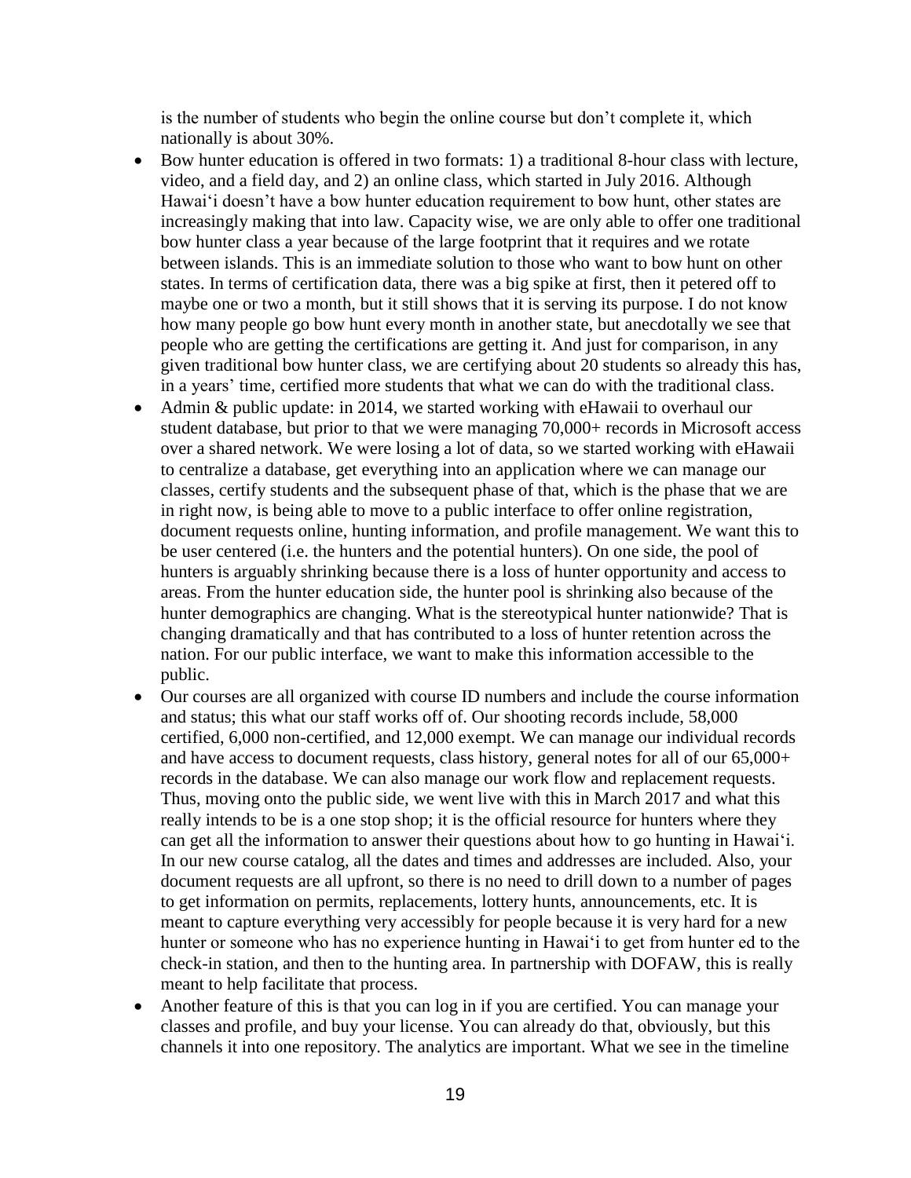is the number of students who begin the online course but don't complete it, which nationally is about 30%.

- Bow hunter education is offered in two formats: 1) a traditional 8-hour class with lecture, video, and a field day, and 2) an online class, which started in July 2016. Although Hawaiʻi doesn't have a bow hunter education requirement to bow hunt, other states are increasingly making that into law. Capacity wise, we are only able to offer one traditional bow hunter class a year because of the large footprint that it requires and we rotate between islands. This is an immediate solution to those who want to bow hunt on other states. In terms of certification data, there was a big spike at first, then it petered off to maybe one or two a month, but it still shows that it is serving its purpose. I do not know how many people go bow hunt every month in another state, but anecdotally we see that people who are getting the certifications are getting it. And just for comparison, in any given traditional bow hunter class, we are certifying about 20 students so already this has, in a years' time, certified more students that what we can do with the traditional class.
- Admin & public update: in 2014, we started working with eHawaii to overhaul our student database, but prior to that we were managing 70,000+ records in Microsoft access over a shared network. We were losing a lot of data, so we started working with eHawaii to centralize a database, get everything into an application where we can manage our classes, certify students and the subsequent phase of that, which is the phase that we are in right now, is being able to move to a public interface to offer online registration, document requests online, hunting information, and profile management. We want this to be user centered (i.e. the hunters and the potential hunters). On one side, the pool of hunters is arguably shrinking because there is a loss of hunter opportunity and access to areas. From the hunter education side, the hunter pool is shrinking also because of the hunter demographics are changing. What is the stereotypical hunter nationwide? That is changing dramatically and that has contributed to a loss of hunter retention across the nation. For our public interface, we want to make this information accessible to the public.
- Our courses are all organized with course ID numbers and include the course information and status; this what our staff works off of. Our shooting records include, 58,000 certified, 6,000 non-certified, and 12,000 exempt. We can manage our individual records and have access to document requests, class history, general notes for all of our 65,000+ records in the database. We can also manage our work flow and replacement requests. Thus, moving onto the public side, we went live with this in March 2017 and what this really intends to be is a one stop shop; it is the official resource for hunters where they can get all the information to answer their questions about how to go hunting in Hawaiʻi. In our new course catalog, all the dates and times and addresses are included. Also, your document requests are all upfront, so there is no need to drill down to a number of pages to get information on permits, replacements, lottery hunts, announcements, etc. It is meant to capture everything very accessibly for people because it is very hard for a new hunter or someone who has no experience hunting in Hawaiʻi to get from hunter ed to the check-in station, and then to the hunting area. In partnership with DOFAW, this is really meant to help facilitate that process.
- Another feature of this is that you can log in if you are certified. You can manage your classes and profile, and buy your license. You can already do that, obviously, but this channels it into one repository. The analytics are important. What we see in the timeline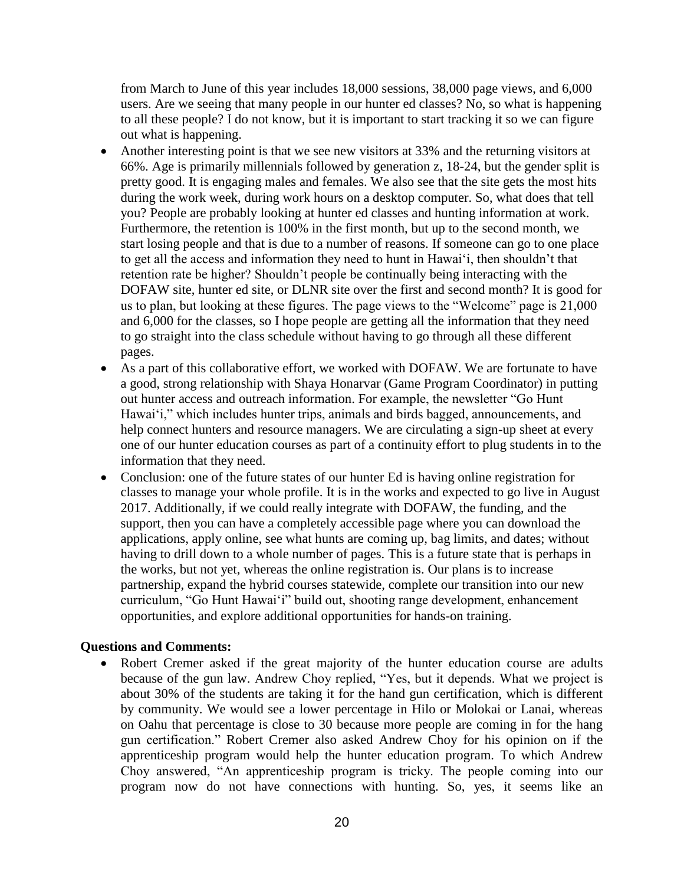from March to June of this year includes 18,000 sessions, 38,000 page views, and 6,000 users. Are we seeing that many people in our hunter ed classes? No, so what is happening to all these people? I do not know, but it is important to start tracking it so we can figure out what is happening.

- Another interesting point is that we see new visitors at 33% and the returning visitors at 66%. Age is primarily millennials followed by generation z, 18-24, but the gender split is pretty good. It is engaging males and females. We also see that the site gets the most hits during the work week, during work hours on a desktop computer. So, what does that tell you? People are probably looking at hunter ed classes and hunting information at work. Furthermore, the retention is 100% in the first month, but up to the second month, we start losing people and that is due to a number of reasons. If someone can go to one place to get all the access and information they need to hunt in Hawaiʻi, then shouldn't that retention rate be higher? Shouldn't people be continually being interacting with the DOFAW site, hunter ed site, or DLNR site over the first and second month? It is good for us to plan, but looking at these figures. The page views to the "Welcome" page is 21,000 and 6,000 for the classes, so I hope people are getting all the information that they need to go straight into the class schedule without having to go through all these different pages.
- As a part of this collaborative effort, we worked with DOFAW. We are fortunate to have a good, strong relationship with Shaya Honarvar (Game Program Coordinator) in putting out hunter access and outreach information. For example, the newsletter "Go Hunt Hawaiʻi," which includes hunter trips, animals and birds bagged, announcements, and help connect hunters and resource managers. We are circulating a sign-up sheet at every one of our hunter education courses as part of a continuity effort to plug students in to the information that they need.
- Conclusion: one of the future states of our hunter Ed is having online registration for classes to manage your whole profile. It is in the works and expected to go live in August 2017. Additionally, if we could really integrate with DOFAW, the funding, and the support, then you can have a completely accessible page where you can download the applications, apply online, see what hunts are coming up, bag limits, and dates; without having to drill down to a whole number of pages. This is a future state that is perhaps in the works, but not yet, whereas the online registration is. Our plans is to increase partnership, expand the hybrid courses statewide, complete our transition into our new curriculum, "Go Hunt Hawaiʻi" build out, shooting range development, enhancement opportunities, and explore additional opportunities for hands-on training.

**Questions and Comments:**

- Robert Cremer asked if the great majority of the hunter education course are adults because of the gun law. Andrew Choy replied, "Yes, but it depends. What we project is about 30% of the students are taking it for the hand gun certification, which is different by community. We would see a lower percentage in Hilo or Molokai or Lanai, whereas on Oahu that percentage is close to 30 because more people are coming in for the hang gun certification." Robert Cremer also asked Andrew Choy for his opinion on if the apprenticeship program would help the hunter education program. To which Andrew Choy answered, "An apprenticeship program is tricky. The people coming into our program now do not have connections with hunting. So, yes, it seems like an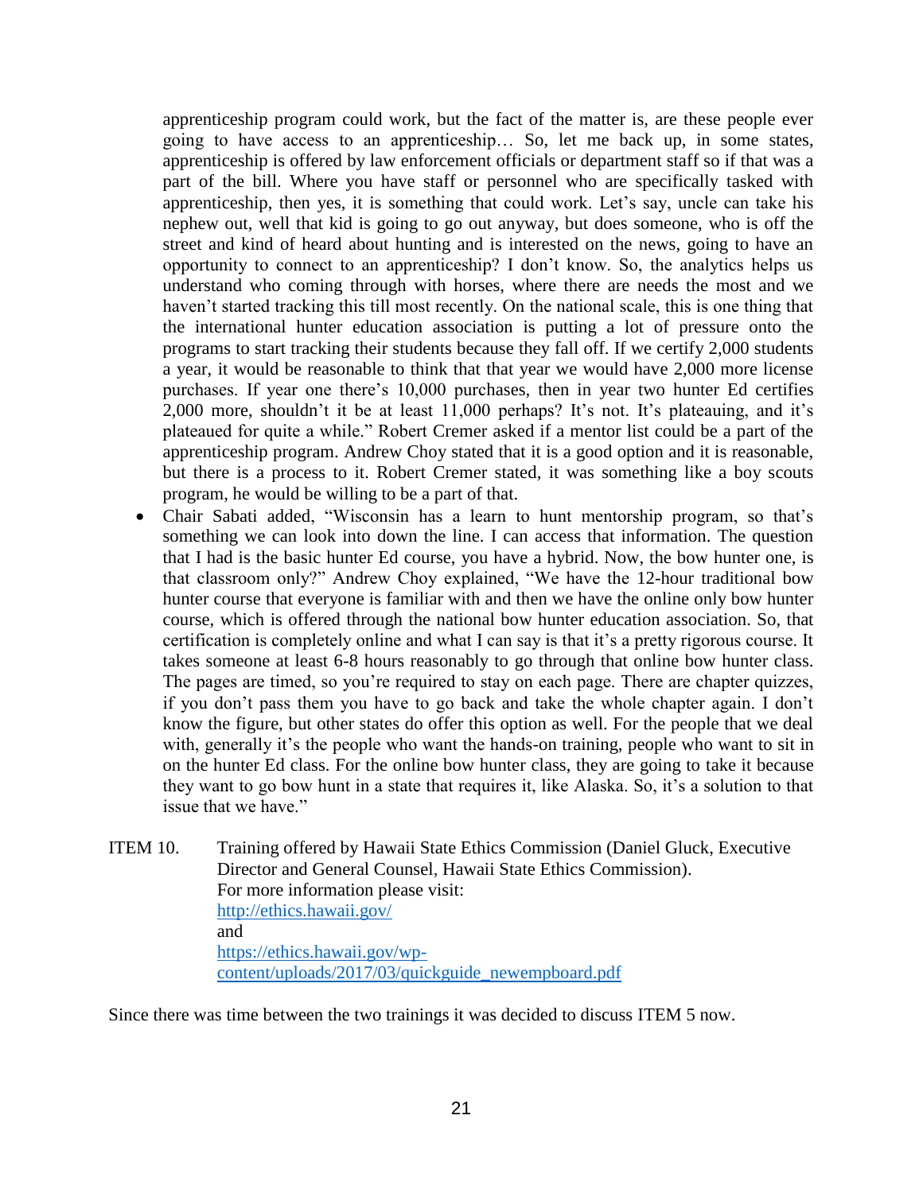apprenticeship program could work, but the fact of the matter is, are these people ever going to have access to an apprenticeship… So, let me back up, in some states, apprenticeship is offered by law enforcement officials or department staff so if that was a part of the bill. Where you have staff or personnel who are specifically tasked with apprenticeship, then yes, it is something that could work. Let's say, uncle can take his nephew out, well that kid is going to go out anyway, but does someone, who is off the street and kind of heard about hunting and is interested on the news, going to have an opportunity to connect to an apprenticeship? I don't know. So, the analytics helps us understand who coming through with horses, where there are needs the most and we haven't started tracking this till most recently. On the national scale, this is one thing that the international hunter education association is putting a lot of pressure onto the programs to start tracking their students because they fall off. If we certify 2,000 students a year, it would be reasonable to think that that year we would have 2,000 more license purchases. If year one there's 10,000 purchases, then in year two hunter Ed certifies 2,000 more, shouldn't it be at least 11,000 perhaps? It's not. It's plateauing, and it's plateaued for quite a while." Robert Cremer asked if a mentor list could be a part of the apprenticeship program. Andrew Choy stated that it is a good option and it is reasonable, but there is a process to it. Robert Cremer stated, it was something like a boy scouts program, he would be willing to be a part of that.

- Chair Sabati added, "Wisconsin has a learn to hunt mentorship program, so that's something we can look into down the line. I can access that information. The question that I had is the basic hunter Ed course, you have a hybrid. Now, the bow hunter one, is that classroom only?" Andrew Choy explained, "We have the 12-hour traditional bow hunter course that everyone is familiar with and then we have the online only bow hunter course, which is offered through the national bow hunter education association. So, that certification is completely online and what I can say is that it's a pretty rigorous course. It takes someone at least 6-8 hours reasonably to go through that online bow hunter class. The pages are timed, so you're required to stay on each page. There are chapter quizzes, if you don't pass them you have to go back and take the whole chapter again. I don't know the figure, but other states do offer this option as well. For the people that we deal with, generally it's the people who want the hands-on training, people who want to sit in on the hunter Ed class. For the online bow hunter class, they are going to take it because they want to go bow hunt in a state that requires it, like Alaska. So, it's a solution to that issue that we have."

ITEM 10. Training offered by Hawaii State Ethics Commission (Daniel Gluck, Executive Director and General Counsel, Hawaii State Ethics Commission).
For more information please visit:
http://ethics.hawaii.gov/
and
https://ethics.hawaii.gov/wp-content/uploads/2017/03/quickguide_newempboard.pdf

Since there was time between the two trainings it was decided to discuss ITEM 5 now.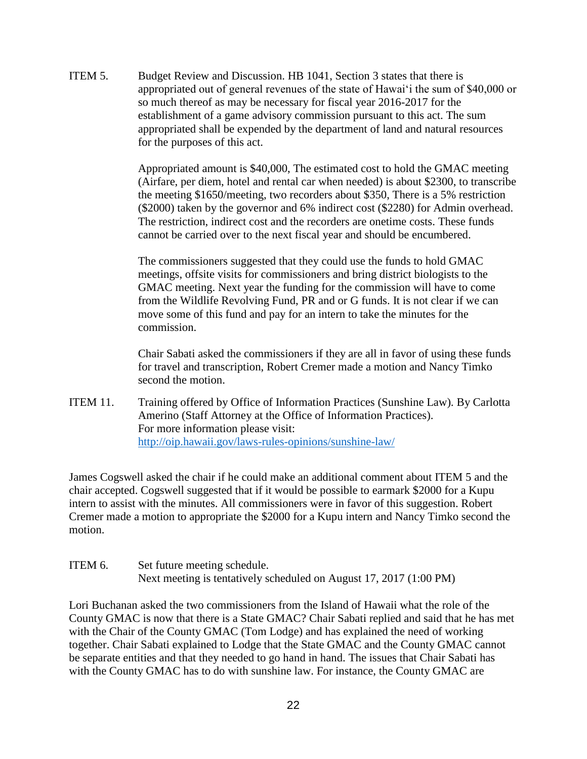ITEM 5. Budget Review and Discussion. HB 1041, Section 3 states that there is appropriated out of general revenues of the state of Hawai'i the sum of $40,000 or so much thereof as may be necessary for fiscal year 2016-2017 for the establishment of a game advisory commission pursuant to this act. The sum appropriated shall be expended by the department of land and natural resources for the purposes of this act.

Appropriated amount is $40,000, The estimated cost to hold the GMAC meeting (Airfare, per diem, hotel and rental car when needed) is about $2300, to transcribe the meeting $1650/meeting, two recorders about $350, There is a 5% restriction ($2000) taken by the governor and 6% indirect cost ($2280) for Admin overhead. The restriction, indirect cost and the recorders are onetime costs. These funds cannot be carried over to the next fiscal year and should be encumbered.

The commissioners suggested that they could use the funds to hold GMAC meetings, offsite visits for commissioners and bring district biologists to the GMAC meeting. Next year the funding for the commission will have to come from the Wildlife Revolving Fund, PR and or G funds. It is not clear if we can move some of this fund and pay for an intern to take the minutes for the commission.

Chair Sabati asked the commissioners if they are all in favor of using these funds for travel and transcription, Robert Cremer made a motion and Nancy Timko second the motion.

ITEM 11. Training offered by Office of Information Practices (Sunshine Law). By Carlotta Amerino (Staff Attorney at the Office of Information Practices).
For more information please visit:
http://oip.hawaii.gov/laws-rules-opinions/sunshine-law/

James Cogswell asked the chair if he could make an additional comment about ITEM 5 and the chair accepted. Cogswell suggested that if it would be possible to earmark $2000 for a Kupu intern to assist with the minutes. All commissioners were in favor of this suggestion. Robert Cremer made a motion to appropriate the $2000 for a Kupu intern and Nancy Timko second the motion.

ITEM 6. Set future meeting schedule.
Next meeting is tentatively scheduled on August 17, 2017 (1:00 PM)

Lori Buchanan asked the two commissioners from the Island of Hawaii what the role of the County GMAC is now that there is a State GMAC? Chair Sabati replied and said that he has met with the Chair of the County GMAC (Tom Lodge) and has explained the need of working together. Chair Sabati explained to Lodge that the State GMAC and the County GMAC cannot be separate entities and that they needed to go hand in hand. The issues that Chair Sabati has with the County GMAC has to do with sunshine law. For instance, the County GMAC are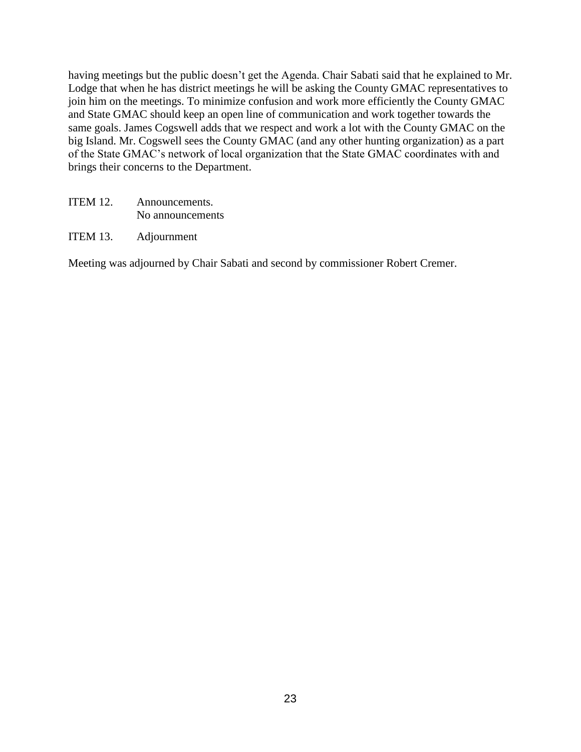having meetings but the public doesn't get the Agenda. Chair Sabati said that he explained to Mr. Lodge that when he has district meetings he will be asking the County GMAC representatives to join him on the meetings. To minimize confusion and work more efficiently the County GMAC and State GMAC should keep an open line of communication and work together towards the same goals. James Cogswell adds that we respect and work a lot with the County GMAC on the big Island. Mr. Cogswell sees the County GMAC (and any other hunting organization) as a part of the State GMAC's network of local organization that the State GMAC coordinates with and brings their concerns to the Department.

ITEM 12. Announcements.
No announcements

ITEM 13. Adjournment

Meeting was adjourned by Chair Sabati and second by commissioner Robert Cremer.